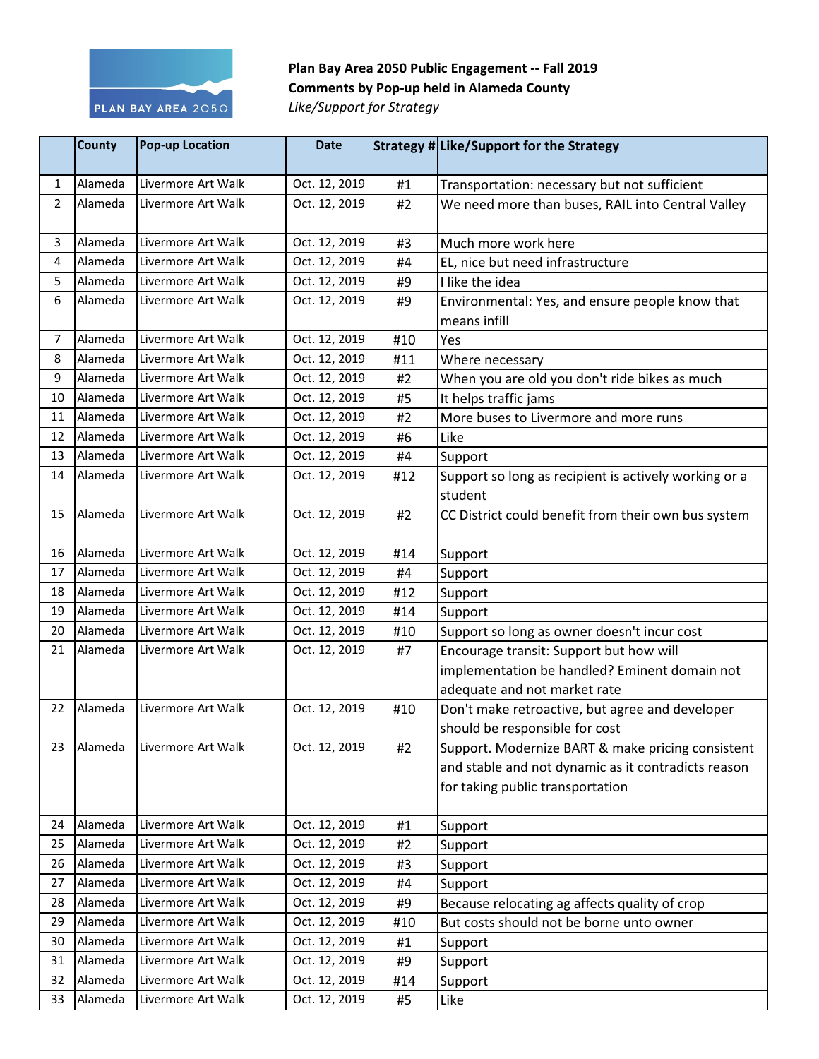**Plan Bay Area 2050 Public Engagement -- Fall 2019**
**Comments by Pop-up held in Alameda County**
*Like/Support for Strategy*

| | County | Pop-up Location | Date | Strategy # | Like/Support for the Strategy |
|---|---|---|---|---|---|
| 1 | Alameda | Livermore Art Walk | Oct. 12, 2019 | #1 | Transportation: necessary but not sufficient |
| 2 | Alameda | Livermore Art Walk | Oct. 12, 2019 | #2 | We need more than buses, RAIL into Central Valley |
| 3 | Alameda | Livermore Art Walk | Oct. 12, 2019 | #3 | Much more work here |
| 4 | Alameda | Livermore Art Walk | Oct. 12, 2019 | #4 | EL, nice but need infrastructure |
| 5 | Alameda | Livermore Art Walk | Oct. 12, 2019 | #9 | I like the idea |
| 6 | Alameda | Livermore Art Walk | Oct. 12, 2019 | #9 | Environmental: Yes, and ensure people know that means infill |
| 7 | Alameda | Livermore Art Walk | Oct. 12, 2019 | #10 | Yes |
| 8 | Alameda | Livermore Art Walk | Oct. 12, 2019 | #11 | Where necessary |
| 9 | Alameda | Livermore Art Walk | Oct. 12, 2019 | #2 | When you are old you don't ride bikes as much |
| 10 | Alameda | Livermore Art Walk | Oct. 12, 2019 | #5 | It helps traffic jams |
| 11 | Alameda | Livermore Art Walk | Oct. 12, 2019 | #2 | More buses to Livermore and more runs |
| 12 | Alameda | Livermore Art Walk | Oct. 12, 2019 | #6 | Like |
| 13 | Alameda | Livermore Art Walk | Oct. 12, 2019 | #4 | Support |
| 14 | Alameda | Livermore Art Walk | Oct. 12, 2019 | #12 | Support so long as recipient is actively working or a student |
| 15 | Alameda | Livermore Art Walk | Oct. 12, 2019 | #2 | CC District could benefit from their own bus system |
| 16 | Alameda | Livermore Art Walk | Oct. 12, 2019 | #14 | Support |
| 17 | Alameda | Livermore Art Walk | Oct. 12, 2019 | #4 | Support |
| 18 | Alameda | Livermore Art Walk | Oct. 12, 2019 | #12 | Support |
| 19 | Alameda | Livermore Art Walk | Oct. 12, 2019 | #14 | Support |
| 20 | Alameda | Livermore Art Walk | Oct. 12, 2019 | #10 | Support so long as owner doesn't incur cost |
| 21 | Alameda | Livermore Art Walk | Oct. 12, 2019 | #7 | Encourage transit: Support but how will implementation be handled? Eminent domain not adequate and not market rate |
| 22 | Alameda | Livermore Art Walk | Oct. 12, 2019 | #10 | Don't make retroactive, but agree and developer should be responsible for cost |
| 23 | Alameda | Livermore Art Walk | Oct. 12, 2019 | #2 | Support. Modernize BART & make pricing consistent and stable and not dynamic as it contradicts reason for taking public transportation |
| 24 | Alameda | Livermore Art Walk | Oct. 12, 2019 | #1 | Support |
| 25 | Alameda | Livermore Art Walk | Oct. 12, 2019 | #2 | Support |
| 26 | Alameda | Livermore Art Walk | Oct. 12, 2019 | #3 | Support |
| 27 | Alameda | Livermore Art Walk | Oct. 12, 2019 | #4 | Support |
| 28 | Alameda | Livermore Art Walk | Oct. 12, 2019 | #9 | Because relocating ag affects quality of crop |
| 29 | Alameda | Livermore Art Walk | Oct. 12, 2019 | #10 | But costs should not be borne unto owner |
| 30 | Alameda | Livermore Art Walk | Oct. 12, 2019 | #1 | Support |
| 31 | Alameda | Livermore Art Walk | Oct. 12, 2019 | #9 | Support |
| 32 | Alameda | Livermore Art Walk | Oct. 12, 2019 | #14 | Support |
| 33 | Alameda | Livermore Art Walk | Oct. 12, 2019 | #5 | Like |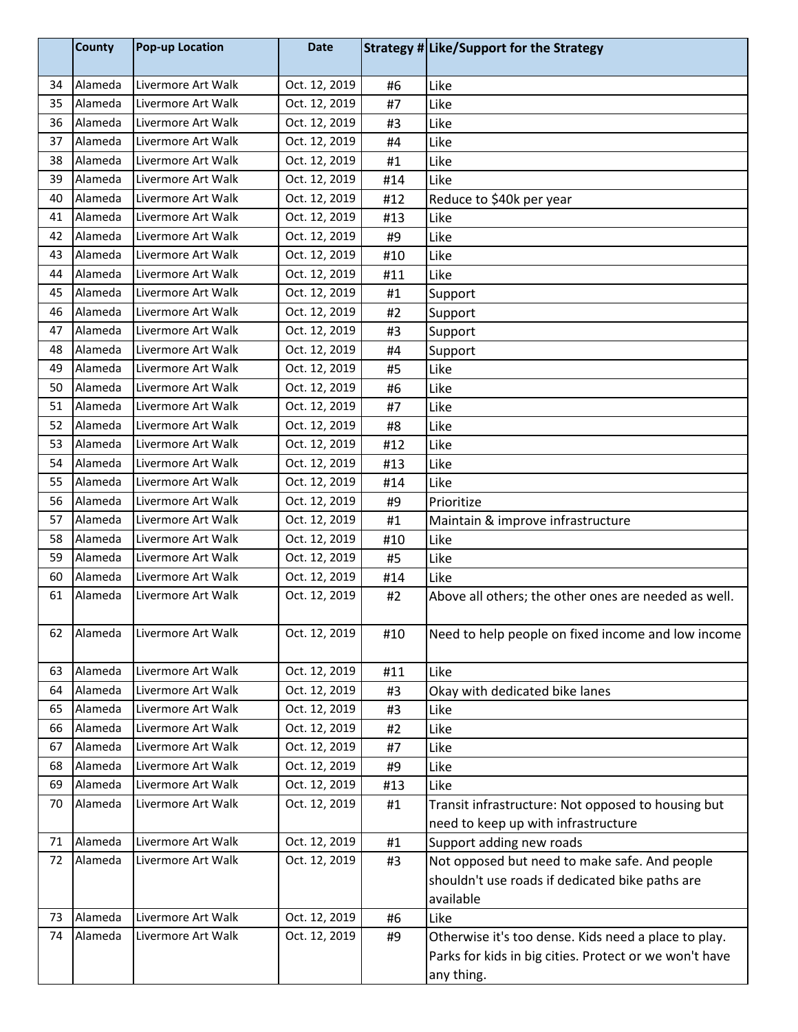| | County | Pop-up Location | Date | Strategy # | Like/Support for the Strategy |
|---|---|---|---|---|---|
| 34 | Alameda | Livermore Art Walk | Oct. 12, 2019 | #6 | Like |
| 35 | Alameda | Livermore Art Walk | Oct. 12, 2019 | #7 | Like |
| 36 | Alameda | Livermore Art Walk | Oct. 12, 2019 | #3 | Like |
| 37 | Alameda | Livermore Art Walk | Oct. 12, 2019 | #4 | Like |
| 38 | Alameda | Livermore Art Walk | Oct. 12, 2019 | #1 | Like |
| 39 | Alameda | Livermore Art Walk | Oct. 12, 2019 | #14 | Like |
| 40 | Alameda | Livermore Art Walk | Oct. 12, 2019 | #12 | Reduce to $40k per year |
| 41 | Alameda | Livermore Art Walk | Oct. 12, 2019 | #13 | Like |
| 42 | Alameda | Livermore Art Walk | Oct. 12, 2019 | #9 | Like |
| 43 | Alameda | Livermore Art Walk | Oct. 12, 2019 | #10 | Like |
| 44 | Alameda | Livermore Art Walk | Oct. 12, 2019 | #11 | Like |
| 45 | Alameda | Livermore Art Walk | Oct. 12, 2019 | #1 | Support |
| 46 | Alameda | Livermore Art Walk | Oct. 12, 2019 | #2 | Support |
| 47 | Alameda | Livermore Art Walk | Oct. 12, 2019 | #3 | Support |
| 48 | Alameda | Livermore Art Walk | Oct. 12, 2019 | #4 | Support |
| 49 | Alameda | Livermore Art Walk | Oct. 12, 2019 | #5 | Like |
| 50 | Alameda | Livermore Art Walk | Oct. 12, 2019 | #6 | Like |
| 51 | Alameda | Livermore Art Walk | Oct. 12, 2019 | #7 | Like |
| 52 | Alameda | Livermore Art Walk | Oct. 12, 2019 | #8 | Like |
| 53 | Alameda | Livermore Art Walk | Oct. 12, 2019 | #12 | Like |
| 54 | Alameda | Livermore Art Walk | Oct. 12, 2019 | #13 | Like |
| 55 | Alameda | Livermore Art Walk | Oct. 12, 2019 | #14 | Like |
| 56 | Alameda | Livermore Art Walk | Oct. 12, 2019 | #9 | Prioritize |
| 57 | Alameda | Livermore Art Walk | Oct. 12, 2019 | #1 | Maintain & improve infrastructure |
| 58 | Alameda | Livermore Art Walk | Oct. 12, 2019 | #10 | Like |
| 59 | Alameda | Livermore Art Walk | Oct. 12, 2019 | #5 | Like |
| 60 | Alameda | Livermore Art Walk | Oct. 12, 2019 | #14 | Like |
| 61 | Alameda | Livermore Art Walk | Oct. 12, 2019 | #2 | Above all others; the other ones are needed as well. |
| 62 | Alameda | Livermore Art Walk | Oct. 12, 2019 | #10 | Need to help people on fixed income and low income |
| 63 | Alameda | Livermore Art Walk | Oct. 12, 2019 | #11 | Like |
| 64 | Alameda | Livermore Art Walk | Oct. 12, 2019 | #3 | Okay with dedicated bike lanes |
| 65 | Alameda | Livermore Art Walk | Oct. 12, 2019 | #3 | Like |
| 66 | Alameda | Livermore Art Walk | Oct. 12, 2019 | #2 | Like |
| 67 | Alameda | Livermore Art Walk | Oct. 12, 2019 | #7 | Like |
| 68 | Alameda | Livermore Art Walk | Oct. 12, 2019 | #9 | Like |
| 69 | Alameda | Livermore Art Walk | Oct. 12, 2019 | #13 | Like |
| 70 | Alameda | Livermore Art Walk | Oct. 12, 2019 | #1 | Transit infrastructure: Not opposed to housing but need to keep up with infrastructure |
| 71 | Alameda | Livermore Art Walk | Oct. 12, 2019 | #1 | Support adding new roads |
| 72 | Alameda | Livermore Art Walk | Oct. 12, 2019 | #3 | Not opposed but need to make safe. And people shouldn't use roads if dedicated bike paths are available |
| 73 | Alameda | Livermore Art Walk | Oct. 12, 2019 | #6 | Like |
| 74 | Alameda | Livermore Art Walk | Oct. 12, 2019 | #9 | Otherwise it's too dense. Kids need a place to play. Parks for kids in big cities. Protect or we won't have any thing. |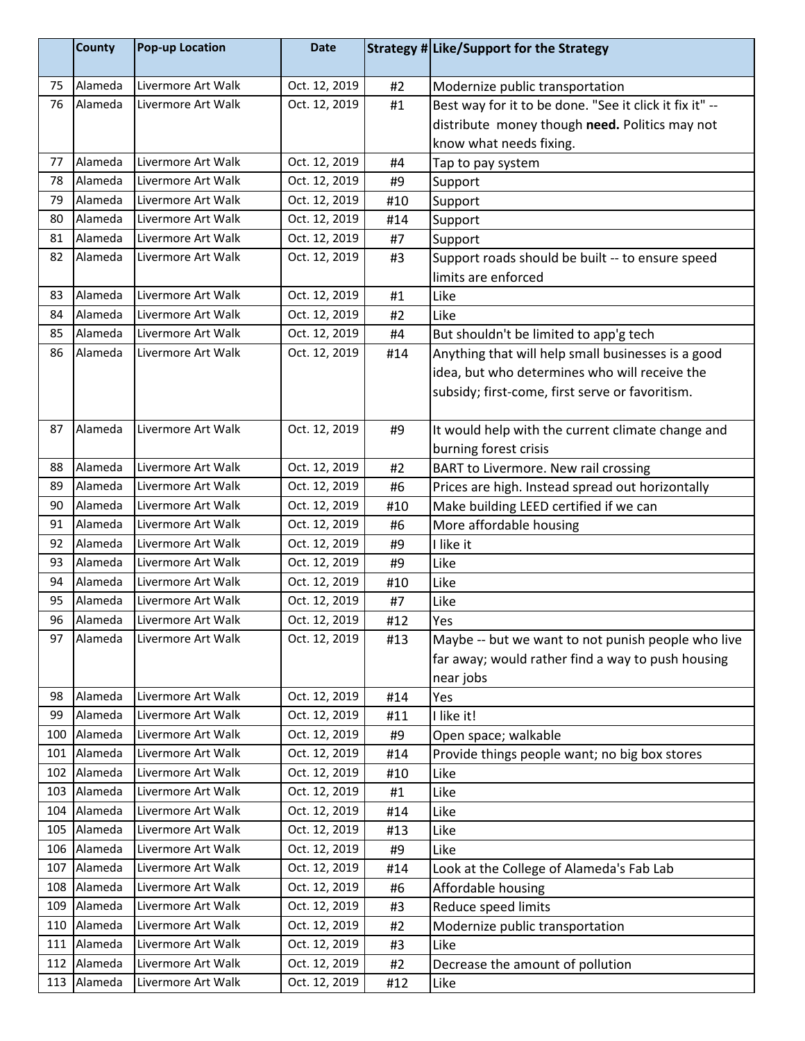| | County | Pop-up Location | Date | Strategy # | Like/Support for the Strategy |
|---|---|---|---|---|---|
| 75 | Alameda | Livermore Art Walk | Oct. 12, 2019 | #2 | Modernize public transportation |
| 76 | Alameda | Livermore Art Walk | Oct. 12, 2019 | #1 | Best way for it to be done. "See it click it fix it" -- distribute money though **need.** Politics may not know what needs fixing. |
| 77 | Alameda | Livermore Art Walk | Oct. 12, 2019 | #4 | Tap to pay system |
| 78 | Alameda | Livermore Art Walk | Oct. 12, 2019 | #9 | Support |
| 79 | Alameda | Livermore Art Walk | Oct. 12, 2019 | #10 | Support |
| 80 | Alameda | Livermore Art Walk | Oct. 12, 2019 | #14 | Support |
| 81 | Alameda | Livermore Art Walk | Oct. 12, 2019 | #7 | Support |
| 82 | Alameda | Livermore Art Walk | Oct. 12, 2019 | #3 | Support roads should be built -- to ensure speed limits are enforced |
| 83 | Alameda | Livermore Art Walk | Oct. 12, 2019 | #1 | Like |
| 84 | Alameda | Livermore Art Walk | Oct. 12, 2019 | #2 | Like |
| 85 | Alameda | Livermore Art Walk | Oct. 12, 2019 | #4 | But shouldn't be limited to app'g tech |
| 86 | Alameda | Livermore Art Walk | Oct. 12, 2019 | #14 | Anything that will help small businesses is a good idea, but who determines who will receive the subsidy; first-come, first serve or favoritism. |
| 87 | Alameda | Livermore Art Walk | Oct. 12, 2019 | #9 | It would help with the current climate change and burning forest crisis |
| 88 | Alameda | Livermore Art Walk | Oct. 12, 2019 | #2 | BART to Livermore. New rail crossing |
| 89 | Alameda | Livermore Art Walk | Oct. 12, 2019 | #6 | Prices are high. Instead spread out horizontally |
| 90 | Alameda | Livermore Art Walk | Oct. 12, 2019 | #10 | Make building LEED certified if we can |
| 91 | Alameda | Livermore Art Walk | Oct. 12, 2019 | #6 | More affordable housing |
| 92 | Alameda | Livermore Art Walk | Oct. 12, 2019 | #9 | I like it |
| 93 | Alameda | Livermore Art Walk | Oct. 12, 2019 | #9 | Like |
| 94 | Alameda | Livermore Art Walk | Oct. 12, 2019 | #10 | Like |
| 95 | Alameda | Livermore Art Walk | Oct. 12, 2019 | #7 | Like |
| 96 | Alameda | Livermore Art Walk | Oct. 12, 2019 | #12 | Yes |
| 97 | Alameda | Livermore Art Walk | Oct. 12, 2019 | #13 | Maybe -- but we want to not punish people who live far away; would rather find a way to push housing near jobs |
| 98 | Alameda | Livermore Art Walk | Oct. 12, 2019 | #14 | Yes |
| 99 | Alameda | Livermore Art Walk | Oct. 12, 2019 | #11 | I like it! |
| 100 | Alameda | Livermore Art Walk | Oct. 12, 2019 | #9 | Open space; walkable |
| 101 | Alameda | Livermore Art Walk | Oct. 12, 2019 | #14 | Provide things people want; no big box stores |
| 102 | Alameda | Livermore Art Walk | Oct. 12, 2019 | #10 | Like |
| 103 | Alameda | Livermore Art Walk | Oct. 12, 2019 | #1 | Like |
| 104 | Alameda | Livermore Art Walk | Oct. 12, 2019 | #14 | Like |
| 105 | Alameda | Livermore Art Walk | Oct. 12, 2019 | #13 | Like |
| 106 | Alameda | Livermore Art Walk | Oct. 12, 2019 | #9 | Like |
| 107 | Alameda | Livermore Art Walk | Oct. 12, 2019 | #14 | Look at the College of Alameda's Fab Lab |
| 108 | Alameda | Livermore Art Walk | Oct. 12, 2019 | #6 | Affordable housing |
| 109 | Alameda | Livermore Art Walk | Oct. 12, 2019 | #3 | Reduce speed limits |
| 110 | Alameda | Livermore Art Walk | Oct. 12, 2019 | #2 | Modernize public transportation |
| 111 | Alameda | Livermore Art Walk | Oct. 12, 2019 | #3 | Like |
| 112 | Alameda | Livermore Art Walk | Oct. 12, 2019 | #2 | Decrease the amount of pollution |
| 113 | Alameda | Livermore Art Walk | Oct. 12, 2019 | #12 | Like |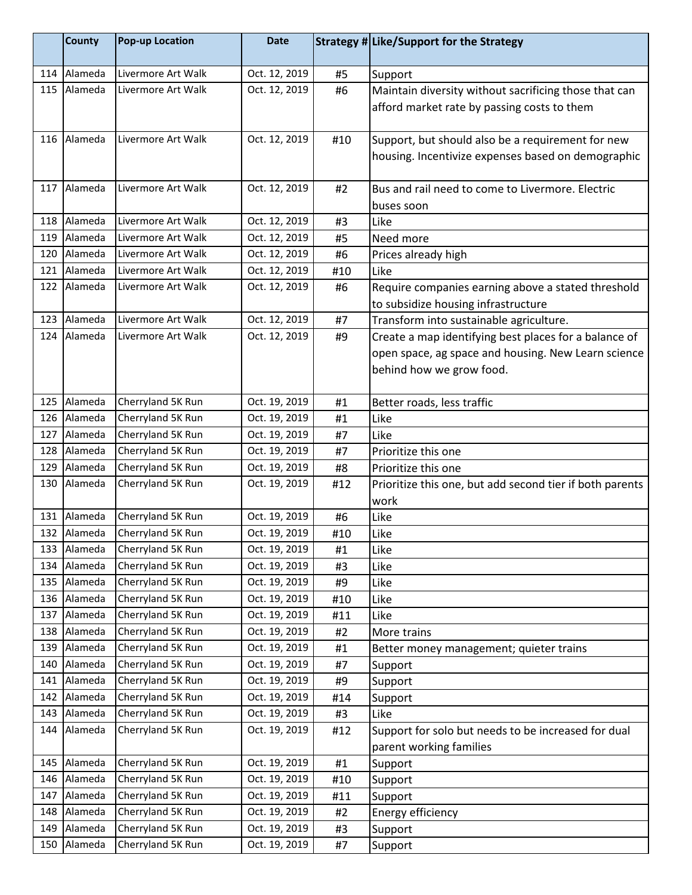|  | County | Pop-up Location | Date | Strategy # | Like/Support for the Strategy |
|---|---|---|---|---|---|
| 114 | Alameda | Livermore Art Walk | Oct. 12, 2019 | #5 | Support |
| 115 | Alameda | Livermore Art Walk | Oct. 12, 2019 | #6 | Maintain diversity without sacrificing those that can afford market rate by passing costs to them |
| 116 | Alameda | Livermore Art Walk | Oct. 12, 2019 | #10 | Support, but should also be a requirement for new housing. Incentivize expenses based on demographic |
| 117 | Alameda | Livermore Art Walk | Oct. 12, 2019 | #2 | Bus and rail need to come to Livermore. Electric buses soon |
| 118 | Alameda | Livermore Art Walk | Oct. 12, 2019 | #3 | Like |
| 119 | Alameda | Livermore Art Walk | Oct. 12, 2019 | #5 | Need more |
| 120 | Alameda | Livermore Art Walk | Oct. 12, 2019 | #6 | Prices already high |
| 121 | Alameda | Livermore Art Walk | Oct. 12, 2019 | #10 | Like |
| 122 | Alameda | Livermore Art Walk | Oct. 12, 2019 | #6 | Require companies earning above a stated threshold to subsidize housing infrastructure |
| 123 | Alameda | Livermore Art Walk | Oct. 12, 2019 | #7 | Transform into sustainable agriculture. |
| 124 | Alameda | Livermore Art Walk | Oct. 12, 2019 | #9 | Create a map identifying best places for a balance of open space, ag space and housing. New Learn science behind how we grow food. |
| 125 | Alameda | Cherryland 5K Run | Oct. 19, 2019 | #1 | Better roads, less traffic |
| 126 | Alameda | Cherryland 5K Run | Oct. 19, 2019 | #1 | Like |
| 127 | Alameda | Cherryland 5K Run | Oct. 19, 2019 | #7 | Like |
| 128 | Alameda | Cherryland 5K Run | Oct. 19, 2019 | #7 | Prioritize this one |
| 129 | Alameda | Cherryland 5K Run | Oct. 19, 2019 | #8 | Prioritize this one |
| 130 | Alameda | Cherryland 5K Run | Oct. 19, 2019 | #12 | Prioritize this one, but add second tier if both parents work |
| 131 | Alameda | Cherryland 5K Run | Oct. 19, 2019 | #6 | Like |
| 132 | Alameda | Cherryland 5K Run | Oct. 19, 2019 | #10 | Like |
| 133 | Alameda | Cherryland 5K Run | Oct. 19, 2019 | #1 | Like |
| 134 | Alameda | Cherryland 5K Run | Oct. 19, 2019 | #3 | Like |
| 135 | Alameda | Cherryland 5K Run | Oct. 19, 2019 | #9 | Like |
| 136 | Alameda | Cherryland 5K Run | Oct. 19, 2019 | #10 | Like |
| 137 | Alameda | Cherryland 5K Run | Oct. 19, 2019 | #11 | Like |
| 138 | Alameda | Cherryland 5K Run | Oct. 19, 2019 | #2 | More trains |
| 139 | Alameda | Cherryland 5K Run | Oct. 19, 2019 | #1 | Better money management; quieter trains |
| 140 | Alameda | Cherryland 5K Run | Oct. 19, 2019 | #7 | Support |
| 141 | Alameda | Cherryland 5K Run | Oct. 19, 2019 | #9 | Support |
| 142 | Alameda | Cherryland 5K Run | Oct. 19, 2019 | #14 | Support |
| 143 | Alameda | Cherryland 5K Run | Oct. 19, 2019 | #3 | Like |
| 144 | Alameda | Cherryland 5K Run | Oct. 19, 2019 | #12 | Support for solo but needs to be increased for dual parent working families |
| 145 | Alameda | Cherryland 5K Run | Oct. 19, 2019 | #1 | Support |
| 146 | Alameda | Cherryland 5K Run | Oct. 19, 2019 | #10 | Support |
| 147 | Alameda | Cherryland 5K Run | Oct. 19, 2019 | #11 | Support |
| 148 | Alameda | Cherryland 5K Run | Oct. 19, 2019 | #2 | Energy efficiency |
| 149 | Alameda | Cherryland 5K Run | Oct. 19, 2019 | #3 | Support |
| 150 | Alameda | Cherryland 5K Run | Oct. 19, 2019 | #7 | Support |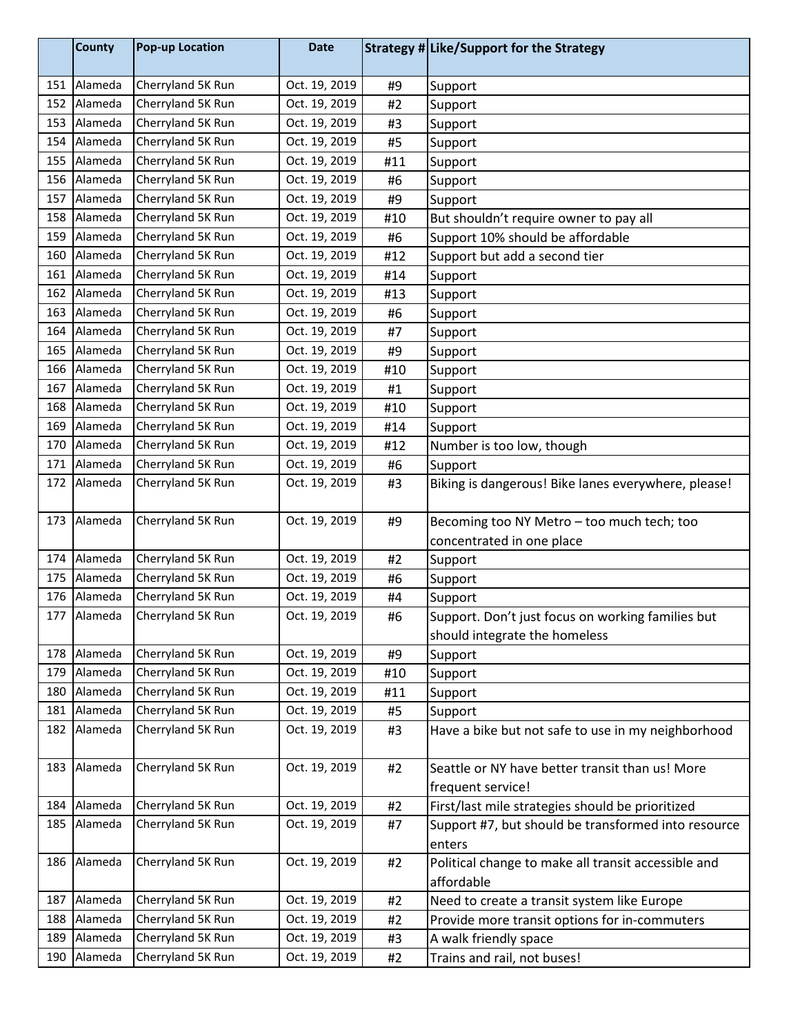| | County | Pop-up Location | Date | Strategy # | Like/Support for the Strategy |
|---|---|---|---|---|---|
| 151 | Alameda | Cherryland 5K Run | Oct. 19, 2019 | #9 | Support |
| 152 | Alameda | Cherryland 5K Run | Oct. 19, 2019 | #2 | Support |
| 153 | Alameda | Cherryland 5K Run | Oct. 19, 2019 | #3 | Support |
| 154 | Alameda | Cherryland 5K Run | Oct. 19, 2019 | #5 | Support |
| 155 | Alameda | Cherryland 5K Run | Oct. 19, 2019 | #11 | Support |
| 156 | Alameda | Cherryland 5K Run | Oct. 19, 2019 | #6 | Support |
| 157 | Alameda | Cherryland 5K Run | Oct. 19, 2019 | #9 | Support |
| 158 | Alameda | Cherryland 5K Run | Oct. 19, 2019 | #10 | But shouldn't require owner to pay all |
| 159 | Alameda | Cherryland 5K Run | Oct. 19, 2019 | #6 | Support 10% should be affordable |
| 160 | Alameda | Cherryland 5K Run | Oct. 19, 2019 | #12 | Support but add a second tier |
| 161 | Alameda | Cherryland 5K Run | Oct. 19, 2019 | #14 | Support |
| 162 | Alameda | Cherryland 5K Run | Oct. 19, 2019 | #13 | Support |
| 163 | Alameda | Cherryland 5K Run | Oct. 19, 2019 | #6 | Support |
| 164 | Alameda | Cherryland 5K Run | Oct. 19, 2019 | #7 | Support |
| 165 | Alameda | Cherryland 5K Run | Oct. 19, 2019 | #9 | Support |
| 166 | Alameda | Cherryland 5K Run | Oct. 19, 2019 | #10 | Support |
| 167 | Alameda | Cherryland 5K Run | Oct. 19, 2019 | #1 | Support |
| 168 | Alameda | Cherryland 5K Run | Oct. 19, 2019 | #10 | Support |
| 169 | Alameda | Cherryland 5K Run | Oct. 19, 2019 | #14 | Support |
| 170 | Alameda | Cherryland 5K Run | Oct. 19, 2019 | #12 | Number is too low, though |
| 171 | Alameda | Cherryland 5K Run | Oct. 19, 2019 | #6 | Support |
| 172 | Alameda | Cherryland 5K Run | Oct. 19, 2019 | #3 | Biking is dangerous! Bike lanes everywhere, please! |
| 173 | Alameda | Cherryland 5K Run | Oct. 19, 2019 | #9 | Becoming too NY Metro – too much tech; too concentrated in one place |
| 174 | Alameda | Cherryland 5K Run | Oct. 19, 2019 | #2 | Support |
| 175 | Alameda | Cherryland 5K Run | Oct. 19, 2019 | #6 | Support |
| 176 | Alameda | Cherryland 5K Run | Oct. 19, 2019 | #4 | Support |
| 177 | Alameda | Cherryland 5K Run | Oct. 19, 2019 | #6 | Support. Don't just focus on working families but should integrate the homeless |
| 178 | Alameda | Cherryland 5K Run | Oct. 19, 2019 | #9 | Support |
| 179 | Alameda | Cherryland 5K Run | Oct. 19, 2019 | #10 | Support |
| 180 | Alameda | Cherryland 5K Run | Oct. 19, 2019 | #11 | Support |
| 181 | Alameda | Cherryland 5K Run | Oct. 19, 2019 | #5 | Support |
| 182 | Alameda | Cherryland 5K Run | Oct. 19, 2019 | #3 | Have a bike but not safe to use in my neighborhood |
| 183 | Alameda | Cherryland 5K Run | Oct. 19, 2019 | #2 | Seattle or NY have better transit than us! More frequent service! |
| 184 | Alameda | Cherryland 5K Run | Oct. 19, 2019 | #2 | First/last mile strategies should be prioritized |
| 185 | Alameda | Cherryland 5K Run | Oct. 19, 2019 | #7 | Support #7, but should be transformed into resource enters |
| 186 | Alameda | Cherryland 5K Run | Oct. 19, 2019 | #2 | Political change to make all transit accessible and affordable |
| 187 | Alameda | Cherryland 5K Run | Oct. 19, 2019 | #2 | Need to create a transit system like Europe |
| 188 | Alameda | Cherryland 5K Run | Oct. 19, 2019 | #2 | Provide more transit options for in-commuters |
| 189 | Alameda | Cherryland 5K Run | Oct. 19, 2019 | #3 | A walk friendly space |
| 190 | Alameda | Cherryland 5K Run | Oct. 19, 2019 | #2 | Trains and rail, not buses! |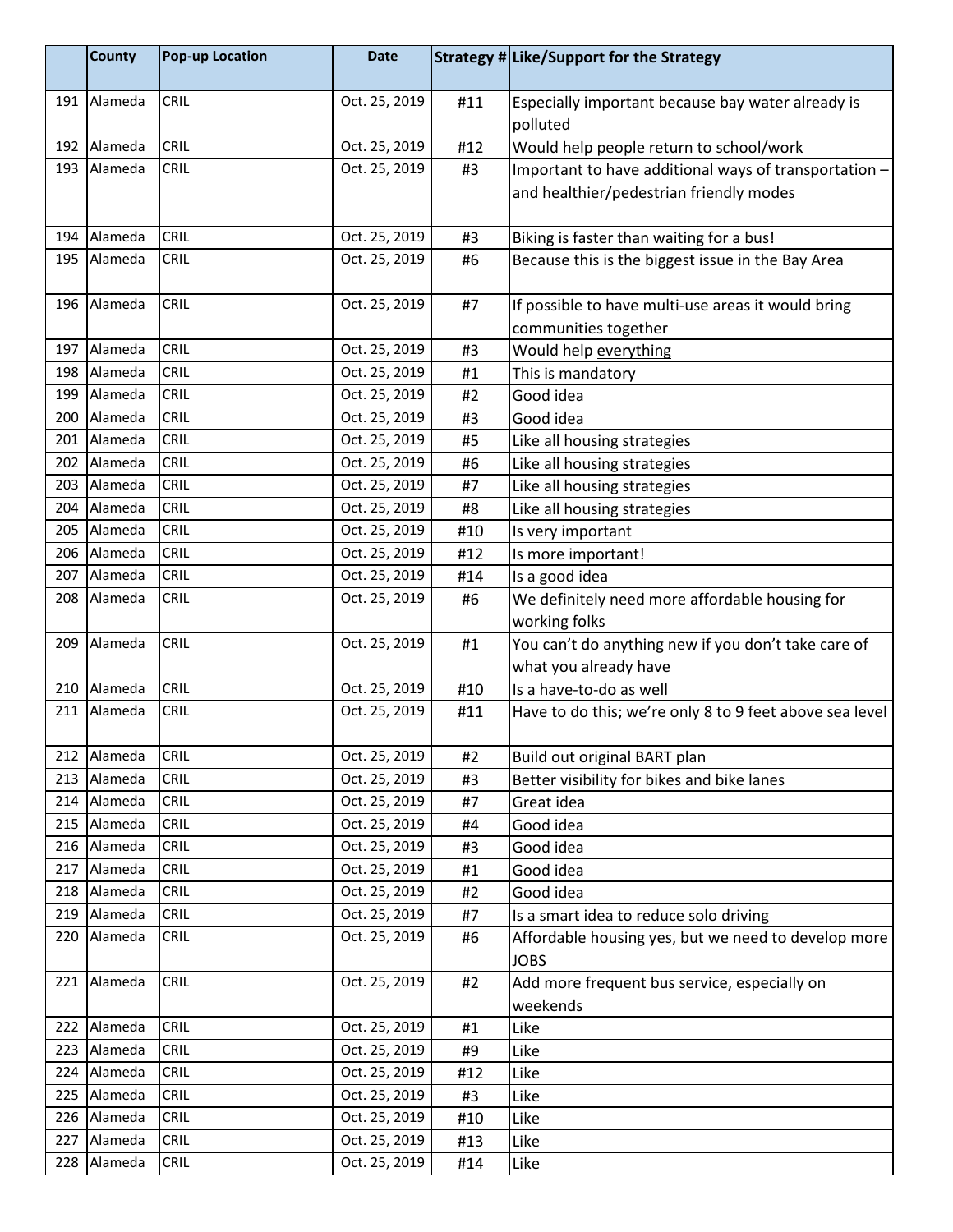| | County | Pop-up Location | Date | Strategy # | Like/Support for the Strategy |
|---|---|---|---|---|---|
| 191 | Alameda | CRIL | Oct. 25, 2019 | #11 | Especially important because bay water already is polluted |
| 192 | Alameda | CRIL | Oct. 25, 2019 | #12 | Would help people return to school/work |
| 193 | Alameda | CRIL | Oct. 25, 2019 | #3 | Important to have additional ways of transportation – and healthier/pedestrian friendly modes |
| 194 | Alameda | CRIL | Oct. 25, 2019 | #3 | Biking is faster than waiting for a bus! |
| 195 | Alameda | CRIL | Oct. 25, 2019 | #6 | Because this is the biggest issue in the Bay Area |
| 196 | Alameda | CRIL | Oct. 25, 2019 | #7 | If possible to have multi-use areas it would bring communities together |
| 197 | Alameda | CRIL | Oct. 25, 2019 | #3 | Would help everything |
| 198 | Alameda | CRIL | Oct. 25, 2019 | #1 | This is mandatory |
| 199 | Alameda | CRIL | Oct. 25, 2019 | #2 | Good idea |
| 200 | Alameda | CRIL | Oct. 25, 2019 | #3 | Good idea |
| 201 | Alameda | CRIL | Oct. 25, 2019 | #5 | Like all housing strategies |
| 202 | Alameda | CRIL | Oct. 25, 2019 | #6 | Like all housing strategies |
| 203 | Alameda | CRIL | Oct. 25, 2019 | #7 | Like all housing strategies |
| 204 | Alameda | CRIL | Oct. 25, 2019 | #8 | Like all housing strategies |
| 205 | Alameda | CRIL | Oct. 25, 2019 | #10 | Is very important |
| 206 | Alameda | CRIL | Oct. 25, 2019 | #12 | Is more important! |
| 207 | Alameda | CRIL | Oct. 25, 2019 | #14 | Is a good idea |
| 208 | Alameda | CRIL | Oct. 25, 2019 | #6 | We definitely need more affordable housing for working folks |
| 209 | Alameda | CRIL | Oct. 25, 2019 | #1 | You can't do anything new if you don't take care of what you already have |
| 210 | Alameda | CRIL | Oct. 25, 2019 | #10 | Is a have-to-do as well |
| 211 | Alameda | CRIL | Oct. 25, 2019 | #11 | Have to do this; we're only 8 to 9 feet above sea level |
| 212 | Alameda | CRIL | Oct. 25, 2019 | #2 | Build out original BART plan |
| 213 | Alameda | CRIL | Oct. 25, 2019 | #3 | Better visibility for bikes and bike lanes |
| 214 | Alameda | CRIL | Oct. 25, 2019 | #7 | Great idea |
| 215 | Alameda | CRIL | Oct. 25, 2019 | #4 | Good idea |
| 216 | Alameda | CRIL | Oct. 25, 2019 | #3 | Good idea |
| 217 | Alameda | CRIL | Oct. 25, 2019 | #1 | Good idea |
| 218 | Alameda | CRIL | Oct. 25, 2019 | #2 | Good idea |
| 219 | Alameda | CRIL | Oct. 25, 2019 | #7 | Is a smart idea to reduce solo driving |
| 220 | Alameda | CRIL | Oct. 25, 2019 | #6 | Affordable housing yes, but we need to develop more JOBS |
| 221 | Alameda | CRIL | Oct. 25, 2019 | #2 | Add more frequent bus service, especially on weekends |
| 222 | Alameda | CRIL | Oct. 25, 2019 | #1 | Like |
| 223 | Alameda | CRIL | Oct. 25, 2019 | #9 | Like |
| 224 | Alameda | CRIL | Oct. 25, 2019 | #12 | Like |
| 225 | Alameda | CRIL | Oct. 25, 2019 | #3 | Like |
| 226 | Alameda | CRIL | Oct. 25, 2019 | #10 | Like |
| 227 | Alameda | CRIL | Oct. 25, 2019 | #13 | Like |
| 228 | Alameda | CRIL | Oct. 25, 2019 | #14 | Like |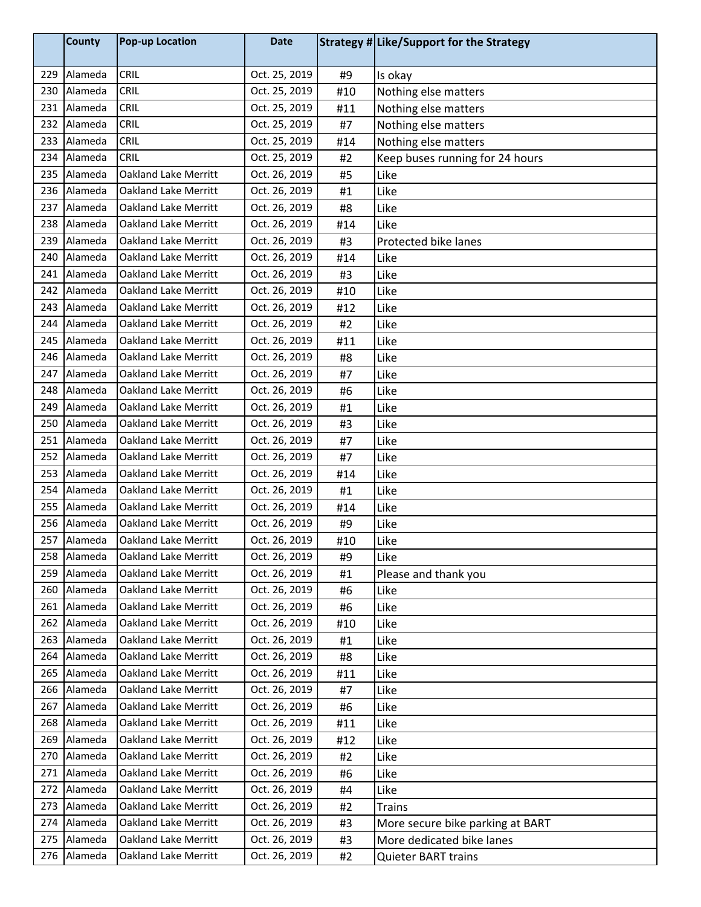| | County | Pop-up Location | Date | Strategy # | Like/Support for the Strategy |
|---|---|---|---|---|---|
| 229 | Alameda | CRIL | Oct. 25, 2019 | #9 | Is okay |
| 230 | Alameda | CRIL | Oct. 25, 2019 | #10 | Nothing else matters |
| 231 | Alameda | CRIL | Oct. 25, 2019 | #11 | Nothing else matters |
| 232 | Alameda | CRIL | Oct. 25, 2019 | #7 | Nothing else matters |
| 233 | Alameda | CRIL | Oct. 25, 2019 | #14 | Nothing else matters |
| 234 | Alameda | CRIL | Oct. 25, 2019 | #2 | Keep buses running for 24 hours |
| 235 | Alameda | Oakland Lake Merritt | Oct. 26, 2019 | #5 | Like |
| 236 | Alameda | Oakland Lake Merritt | Oct. 26, 2019 | #1 | Like |
| 237 | Alameda | Oakland Lake Merritt | Oct. 26, 2019 | #8 | Like |
| 238 | Alameda | Oakland Lake Merritt | Oct. 26, 2019 | #14 | Like |
| 239 | Alameda | Oakland Lake Merritt | Oct. 26, 2019 | #3 | Protected bike lanes |
| 240 | Alameda | Oakland Lake Merritt | Oct. 26, 2019 | #14 | Like |
| 241 | Alameda | Oakland Lake Merritt | Oct. 26, 2019 | #3 | Like |
| 242 | Alameda | Oakland Lake Merritt | Oct. 26, 2019 | #10 | Like |
| 243 | Alameda | Oakland Lake Merritt | Oct. 26, 2019 | #12 | Like |
| 244 | Alameda | Oakland Lake Merritt | Oct. 26, 2019 | #2 | Like |
| 245 | Alameda | Oakland Lake Merritt | Oct. 26, 2019 | #11 | Like |
| 246 | Alameda | Oakland Lake Merritt | Oct. 26, 2019 | #8 | Like |
| 247 | Alameda | Oakland Lake Merritt | Oct. 26, 2019 | #7 | Like |
| 248 | Alameda | Oakland Lake Merritt | Oct. 26, 2019 | #6 | Like |
| 249 | Alameda | Oakland Lake Merritt | Oct. 26, 2019 | #1 | Like |
| 250 | Alameda | Oakland Lake Merritt | Oct. 26, 2019 | #3 | Like |
| 251 | Alameda | Oakland Lake Merritt | Oct. 26, 2019 | #7 | Like |
| 252 | Alameda | Oakland Lake Merritt | Oct. 26, 2019 | #7 | Like |
| 253 | Alameda | Oakland Lake Merritt | Oct. 26, 2019 | #14 | Like |
| 254 | Alameda | Oakland Lake Merritt | Oct. 26, 2019 | #1 | Like |
| 255 | Alameda | Oakland Lake Merritt | Oct. 26, 2019 | #14 | Like |
| 256 | Alameda | Oakland Lake Merritt | Oct. 26, 2019 | #9 | Like |
| 257 | Alameda | Oakland Lake Merritt | Oct. 26, 2019 | #10 | Like |
| 258 | Alameda | Oakland Lake Merritt | Oct. 26, 2019 | #9 | Like |
| 259 | Alameda | Oakland Lake Merritt | Oct. 26, 2019 | #1 | Please and thank you |
| 260 | Alameda | Oakland Lake Merritt | Oct. 26, 2019 | #6 | Like |
| 261 | Alameda | Oakland Lake Merritt | Oct. 26, 2019 | #6 | Like |
| 262 | Alameda | Oakland Lake Merritt | Oct. 26, 2019 | #10 | Like |
| 263 | Alameda | Oakland Lake Merritt | Oct. 26, 2019 | #1 | Like |
| 264 | Alameda | Oakland Lake Merritt | Oct. 26, 2019 | #8 | Like |
| 265 | Alameda | Oakland Lake Merritt | Oct. 26, 2019 | #11 | Like |
| 266 | Alameda | Oakland Lake Merritt | Oct. 26, 2019 | #7 | Like |
| 267 | Alameda | Oakland Lake Merritt | Oct. 26, 2019 | #6 | Like |
| 268 | Alameda | Oakland Lake Merritt | Oct. 26, 2019 | #11 | Like |
| 269 | Alameda | Oakland Lake Merritt | Oct. 26, 2019 | #12 | Like |
| 270 | Alameda | Oakland Lake Merritt | Oct. 26, 2019 | #2 | Like |
| 271 | Alameda | Oakland Lake Merritt | Oct. 26, 2019 | #6 | Like |
| 272 | Alameda | Oakland Lake Merritt | Oct. 26, 2019 | #4 | Like |
| 273 | Alameda | Oakland Lake Merritt | Oct. 26, 2019 | #2 | Trains |
| 274 | Alameda | Oakland Lake Merritt | Oct. 26, 2019 | #3 | More secure bike parking at BART |
| 275 | Alameda | Oakland Lake Merritt | Oct. 26, 2019 | #3 | More dedicated bike lanes |
| 276 | Alameda | Oakland Lake Merritt | Oct. 26, 2019 | #2 | Quieter BART trains |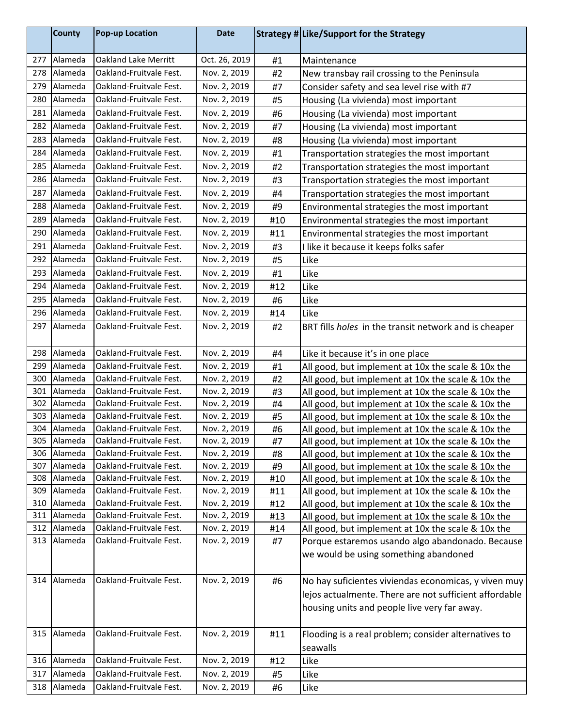| | County | Pop-up Location | Date | Strategy # | Like/Support for the Strategy |
|---|---|---|---|---|---|
| 277 | Alameda | Oakland Lake Merritt | Oct. 26, 2019 | #1 | Maintenance |
| 278 | Alameda | Oakland-Fruitvale Fest. | Nov. 2, 2019 | #2 | New transbay rail crossing to the Peninsula |
| 279 | Alameda | Oakland-Fruitvale Fest. | Nov. 2, 2019 | #7 | Consider safety and sea level rise with #7 |
| 280 | Alameda | Oakland-Fruitvale Fest. | Nov. 2, 2019 | #5 | Housing (La vivienda) most important |
| 281 | Alameda | Oakland-Fruitvale Fest. | Nov. 2, 2019 | #6 | Housing (La vivienda) most important |
| 282 | Alameda | Oakland-Fruitvale Fest. | Nov. 2, 2019 | #7 | Housing (La vivienda) most important |
| 283 | Alameda | Oakland-Fruitvale Fest. | Nov. 2, 2019 | #8 | Housing (La vivienda) most important |
| 284 | Alameda | Oakland-Fruitvale Fest. | Nov. 2, 2019 | #1 | Transportation strategies the most important |
| 285 | Alameda | Oakland-Fruitvale Fest. | Nov. 2, 2019 | #2 | Transportation strategies the most important |
| 286 | Alameda | Oakland-Fruitvale Fest. | Nov. 2, 2019 | #3 | Transportation strategies the most important |
| 287 | Alameda | Oakland-Fruitvale Fest. | Nov. 2, 2019 | #4 | Transportation strategies the most important |
| 288 | Alameda | Oakland-Fruitvale Fest. | Nov. 2, 2019 | #9 | Environmental strategies the most important |
| 289 | Alameda | Oakland-Fruitvale Fest. | Nov. 2, 2019 | #10 | Environmental strategies the most important |
| 290 | Alameda | Oakland-Fruitvale Fest. | Nov. 2, 2019 | #11 | Environmental strategies the most important |
| 291 | Alameda | Oakland-Fruitvale Fest. | Nov. 2, 2019 | #3 | I like it because it keeps folks safer |
| 292 | Alameda | Oakland-Fruitvale Fest. | Nov. 2, 2019 | #5 | Like |
| 293 | Alameda | Oakland-Fruitvale Fest. | Nov. 2, 2019 | #1 | Like |
| 294 | Alameda | Oakland-Fruitvale Fest. | Nov. 2, 2019 | #12 | Like |
| 295 | Alameda | Oakland-Fruitvale Fest. | Nov. 2, 2019 | #6 | Like |
| 296 | Alameda | Oakland-Fruitvale Fest. | Nov. 2, 2019 | #14 | Like |
| 297 | Alameda | Oakland-Fruitvale Fest. | Nov. 2, 2019 | #2 | BRT fills *holes* in the transit network and is cheaper |
| 298 | Alameda | Oakland-Fruitvale Fest. | Nov. 2, 2019 | #4 | Like it because it's in one place |
| 299 | Alameda | Oakland-Fruitvale Fest. | Nov. 2, 2019 | #1 | All good, but implement at 10x the scale & 10x the |
| 300 | Alameda | Oakland-Fruitvale Fest. | Nov. 2, 2019 | #2 | All good, but implement at 10x the scale & 10x the |
| 301 | Alameda | Oakland-Fruitvale Fest. | Nov. 2, 2019 | #3 | All good, but implement at 10x the scale & 10x the |
| 302 | Alameda | Oakland-Fruitvale Fest. | Nov. 2, 2019 | #4 | All good, but implement at 10x the scale & 10x the |
| 303 | Alameda | Oakland-Fruitvale Fest. | Nov. 2, 2019 | #5 | All good, but implement at 10x the scale & 10x the |
| 304 | Alameda | Oakland-Fruitvale Fest. | Nov. 2, 2019 | #6 | All good, but implement at 10x the scale & 10x the |
| 305 | Alameda | Oakland-Fruitvale Fest. | Nov. 2, 2019 | #7 | All good, but implement at 10x the scale & 10x the |
| 306 | Alameda | Oakland-Fruitvale Fest. | Nov. 2, 2019 | #8 | All good, but implement at 10x the scale & 10x the |
| 307 | Alameda | Oakland-Fruitvale Fest. | Nov. 2, 2019 | #9 | All good, but implement at 10x the scale & 10x the |
| 308 | Alameda | Oakland-Fruitvale Fest. | Nov. 2, 2019 | #10 | All good, but implement at 10x the scale & 10x the |
| 309 | Alameda | Oakland-Fruitvale Fest. | Nov. 2, 2019 | #11 | All good, but implement at 10x the scale & 10x the |
| 310 | Alameda | Oakland-Fruitvale Fest. | Nov. 2, 2019 | #12 | All good, but implement at 10x the scale & 10x the |
| 311 | Alameda | Oakland-Fruitvale Fest. | Nov. 2, 2019 | #13 | All good, but implement at 10x the scale & 10x the |
| 312 | Alameda | Oakland-Fruitvale Fest. | Nov. 2, 2019 | #14 | All good, but implement at 10x the scale & 10x the |
| 313 | Alameda | Oakland-Fruitvale Fest. | Nov. 2, 2019 | #7 | Porque estaremos usando algo abandonado. Because we would be using something abandoned |
| 314 | Alameda | Oakland-Fruitvale Fest. | Nov. 2, 2019 | #6 | No hay suficientes viviendas economicas, y viven muy lejos actualmente. There are not sufficient affordable housing units and people live very far away. |
| 315 | Alameda | Oakland-Fruitvale Fest. | Nov. 2, 2019 | #11 | Flooding is a real problem; consider alternatives to seawalls |
| 316 | Alameda | Oakland-Fruitvale Fest. | Nov. 2, 2019 | #12 | Like |
| 317 | Alameda | Oakland-Fruitvale Fest. | Nov. 2, 2019 | #5 | Like |
| 318 | Alameda | Oakland-Fruitvale Fest. | Nov. 2, 2019 | #6 | Like |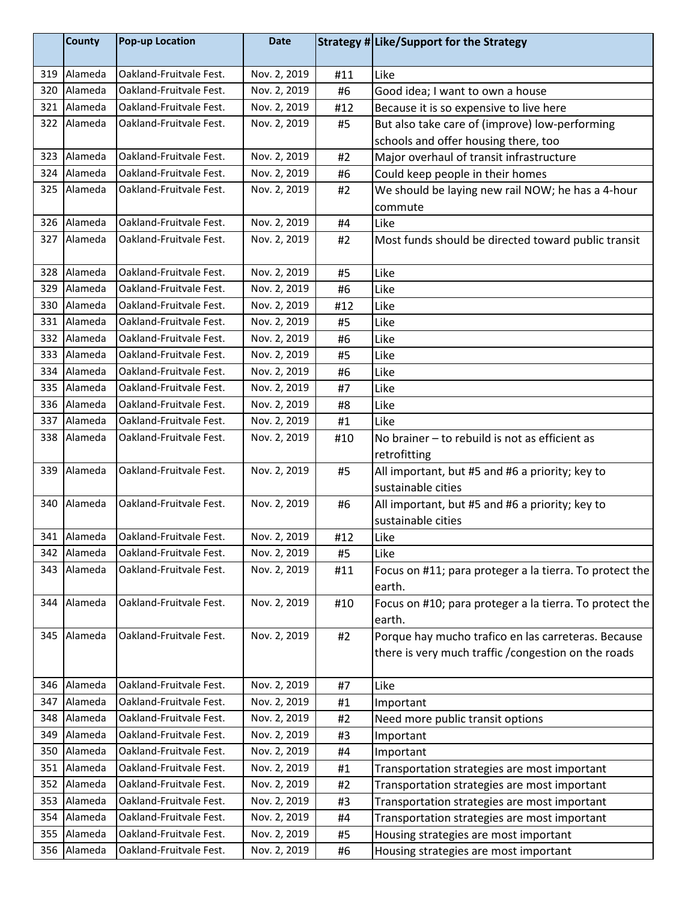| | County | Pop-up Location | Date | Strategy # | Like/Support for the Strategy |
|---|---|---|---|---|---|
| 319 | Alameda | Oakland-Fruitvale Fest. | Nov. 2, 2019 | #11 | Like |
| 320 | Alameda | Oakland-Fruitvale Fest. | Nov. 2, 2019 | #6 | Good idea; I want to own a house |
| 321 | Alameda | Oakland-Fruitvale Fest. | Nov. 2, 2019 | #12 | Because it is so expensive to live here |
| 322 | Alameda | Oakland-Fruitvale Fest. | Nov. 2, 2019 | #5 | But also take care of (improve) low-performing schools and offer housing there, too |
| 323 | Alameda | Oakland-Fruitvale Fest. | Nov. 2, 2019 | #2 | Major overhaul of transit infrastructure |
| 324 | Alameda | Oakland-Fruitvale Fest. | Nov. 2, 2019 | #6 | Could keep people in their homes |
| 325 | Alameda | Oakland-Fruitvale Fest. | Nov. 2, 2019 | #2 | We should be laying new rail NOW; he has a 4-hour commute |
| 326 | Alameda | Oakland-Fruitvale Fest. | Nov. 2, 2019 | #4 | Like |
| 327 | Alameda | Oakland-Fruitvale Fest. | Nov. 2, 2019 | #2 | Most funds should be directed toward public transit |
| 328 | Alameda | Oakland-Fruitvale Fest. | Nov. 2, 2019 | #5 | Like |
| 329 | Alameda | Oakland-Fruitvale Fest. | Nov. 2, 2019 | #6 | Like |
| 330 | Alameda | Oakland-Fruitvale Fest. | Nov. 2, 2019 | #12 | Like |
| 331 | Alameda | Oakland-Fruitvale Fest. | Nov. 2, 2019 | #5 | Like |
| 332 | Alameda | Oakland-Fruitvale Fest. | Nov. 2, 2019 | #6 | Like |
| 333 | Alameda | Oakland-Fruitvale Fest. | Nov. 2, 2019 | #5 | Like |
| 334 | Alameda | Oakland-Fruitvale Fest. | Nov. 2, 2019 | #6 | Like |
| 335 | Alameda | Oakland-Fruitvale Fest. | Nov. 2, 2019 | #7 | Like |
| 336 | Alameda | Oakland-Fruitvale Fest. | Nov. 2, 2019 | #8 | Like |
| 337 | Alameda | Oakland-Fruitvale Fest. | Nov. 2, 2019 | #1 | Like |
| 338 | Alameda | Oakland-Fruitvale Fest. | Nov. 2, 2019 | #10 | No brainer – to rebuild is not as efficient as retrofitting |
| 339 | Alameda | Oakland-Fruitvale Fest. | Nov. 2, 2019 | #5 | All important, but #5 and #6 a priority; key to sustainable cities |
| 340 | Alameda | Oakland-Fruitvale Fest. | Nov. 2, 2019 | #6 | All important, but #5 and #6 a priority; key to sustainable cities |
| 341 | Alameda | Oakland-Fruitvale Fest. | Nov. 2, 2019 | #12 | Like |
| 342 | Alameda | Oakland-Fruitvale Fest. | Nov. 2, 2019 | #5 | Like |
| 343 | Alameda | Oakland-Fruitvale Fest. | Nov. 2, 2019 | #11 | Focus on #11; para proteger a la tierra. To protect the earth. |
| 344 | Alameda | Oakland-Fruitvale Fest. | Nov. 2, 2019 | #10 | Focus on #10; para proteger a la tierra. To protect the earth. |
| 345 | Alameda | Oakland-Fruitvale Fest. | Nov. 2, 2019 | #2 | Porque hay mucho trafico en las carreteras. Because there is very much traffic /congestion on the roads |
| 346 | Alameda | Oakland-Fruitvale Fest. | Nov. 2, 2019 | #7 | Like |
| 347 | Alameda | Oakland-Fruitvale Fest. | Nov. 2, 2019 | #1 | Important |
| 348 | Alameda | Oakland-Fruitvale Fest. | Nov. 2, 2019 | #2 | Need more public transit options |
| 349 | Alameda | Oakland-Fruitvale Fest. | Nov. 2, 2019 | #3 | Important |
| 350 | Alameda | Oakland-Fruitvale Fest. | Nov. 2, 2019 | #4 | Important |
| 351 | Alameda | Oakland-Fruitvale Fest. | Nov. 2, 2019 | #1 | Transportation strategies are most important |
| 352 | Alameda | Oakland-Fruitvale Fest. | Nov. 2, 2019 | #2 | Transportation strategies are most important |
| 353 | Alameda | Oakland-Fruitvale Fest. | Nov. 2, 2019 | #3 | Transportation strategies are most important |
| 354 | Alameda | Oakland-Fruitvale Fest. | Nov. 2, 2019 | #4 | Transportation strategies are most important |
| 355 | Alameda | Oakland-Fruitvale Fest. | Nov. 2, 2019 | #5 | Housing strategies are most important |
| 356 | Alameda | Oakland-Fruitvale Fest. | Nov. 2, 2019 | #6 | Housing strategies are most important |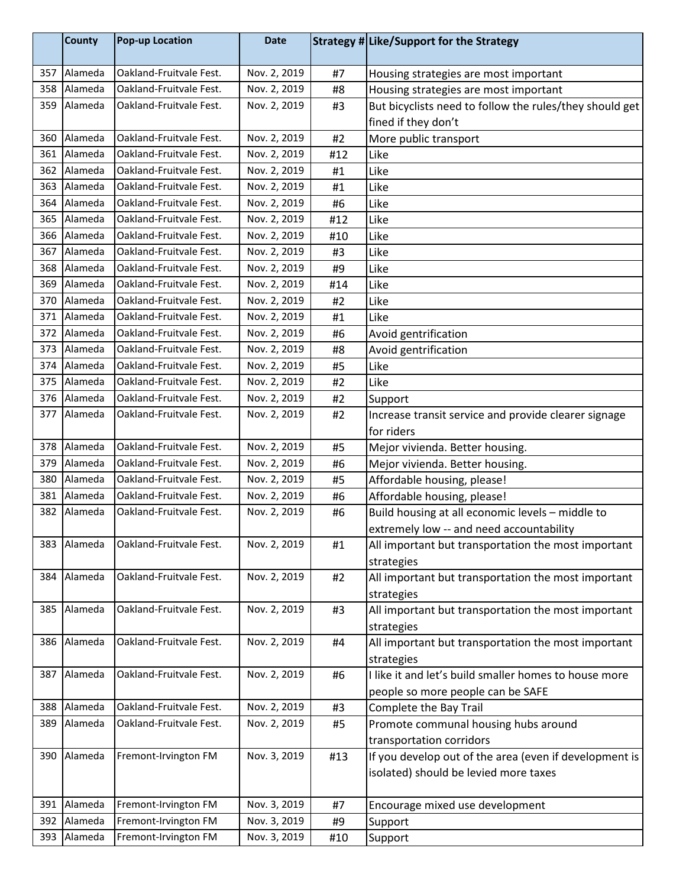| | County | Pop-up Location | Date | Strategy # | Like/Support for the Strategy |
|---|---|---|---|---|---|
| 357 | Alameda | Oakland-Fruitvale Fest. | Nov. 2, 2019 | #7 | Housing strategies are most important |
| 358 | Alameda | Oakland-Fruitvale Fest. | Nov. 2, 2019 | #8 | Housing strategies are most important |
| 359 | Alameda | Oakland-Fruitvale Fest. | Nov. 2, 2019 | #3 | But bicyclists need to follow the rules/they should get fined if they don't |
| 360 | Alameda | Oakland-Fruitvale Fest. | Nov. 2, 2019 | #2 | More public transport |
| 361 | Alameda | Oakland-Fruitvale Fest. | Nov. 2, 2019 | #12 | Like |
| 362 | Alameda | Oakland-Fruitvale Fest. | Nov. 2, 2019 | #1 | Like |
| 363 | Alameda | Oakland-Fruitvale Fest. | Nov. 2, 2019 | #1 | Like |
| 364 | Alameda | Oakland-Fruitvale Fest. | Nov. 2, 2019 | #6 | Like |
| 365 | Alameda | Oakland-Fruitvale Fest. | Nov. 2, 2019 | #12 | Like |
| 366 | Alameda | Oakland-Fruitvale Fest. | Nov. 2, 2019 | #10 | Like |
| 367 | Alameda | Oakland-Fruitvale Fest. | Nov. 2, 2019 | #3 | Like |
| 368 | Alameda | Oakland-Fruitvale Fest. | Nov. 2, 2019 | #9 | Like |
| 369 | Alameda | Oakland-Fruitvale Fest. | Nov. 2, 2019 | #14 | Like |
| 370 | Alameda | Oakland-Fruitvale Fest. | Nov. 2, 2019 | #2 | Like |
| 371 | Alameda | Oakland-Fruitvale Fest. | Nov. 2, 2019 | #1 | Like |
| 372 | Alameda | Oakland-Fruitvale Fest. | Nov. 2, 2019 | #6 | Avoid gentrification |
| 373 | Alameda | Oakland-Fruitvale Fest. | Nov. 2, 2019 | #8 | Avoid gentrification |
| 374 | Alameda | Oakland-Fruitvale Fest. | Nov. 2, 2019 | #5 | Like |
| 375 | Alameda | Oakland-Fruitvale Fest. | Nov. 2, 2019 | #2 | Like |
| 376 | Alameda | Oakland-Fruitvale Fest. | Nov. 2, 2019 | #2 | Support |
| 377 | Alameda | Oakland-Fruitvale Fest. | Nov. 2, 2019 | #2 | Increase transit service and provide clearer signage for riders |
| 378 | Alameda | Oakland-Fruitvale Fest. | Nov. 2, 2019 | #5 | Mejor vivienda. Better housing. |
| 379 | Alameda | Oakland-Fruitvale Fest. | Nov. 2, 2019 | #6 | Mejor vivienda. Better housing. |
| 380 | Alameda | Oakland-Fruitvale Fest. | Nov. 2, 2019 | #5 | Affordable housing, please! |
| 381 | Alameda | Oakland-Fruitvale Fest. | Nov. 2, 2019 | #6 | Affordable housing, please! |
| 382 | Alameda | Oakland-Fruitvale Fest. | Nov. 2, 2019 | #6 | Build housing at all economic levels – middle to extremely low -- and need accountability |
| 383 | Alameda | Oakland-Fruitvale Fest. | Nov. 2, 2019 | #1 | All important but transportation the most important strategies |
| 384 | Alameda | Oakland-Fruitvale Fest. | Nov. 2, 2019 | #2 | All important but transportation the most important strategies |
| 385 | Alameda | Oakland-Fruitvale Fest. | Nov. 2, 2019 | #3 | All important but transportation the most important strategies |
| 386 | Alameda | Oakland-Fruitvale Fest. | Nov. 2, 2019 | #4 | All important but transportation the most important strategies |
| 387 | Alameda | Oakland-Fruitvale Fest. | Nov. 2, 2019 | #6 | I like it and let's build smaller homes to house more people so more people can be SAFE |
| 388 | Alameda | Oakland-Fruitvale Fest. | Nov. 2, 2019 | #3 | Complete the Bay Trail |
| 389 | Alameda | Oakland-Fruitvale Fest. | Nov. 2, 2019 | #5 | Promote communal housing hubs around transportation corridors |
| 390 | Alameda | Fremont-Irvington FM | Nov. 3, 2019 | #13 | If you develop out of the area (even if development is isolated) should be levied more taxes |
| 391 | Alameda | Fremont-Irvington FM | Nov. 3, 2019 | #7 | Encourage mixed use development |
| 392 | Alameda | Fremont-Irvington FM | Nov. 3, 2019 | #9 | Support |
| 393 | Alameda | Fremont-Irvington FM | Nov. 3, 2019 | #10 | Support |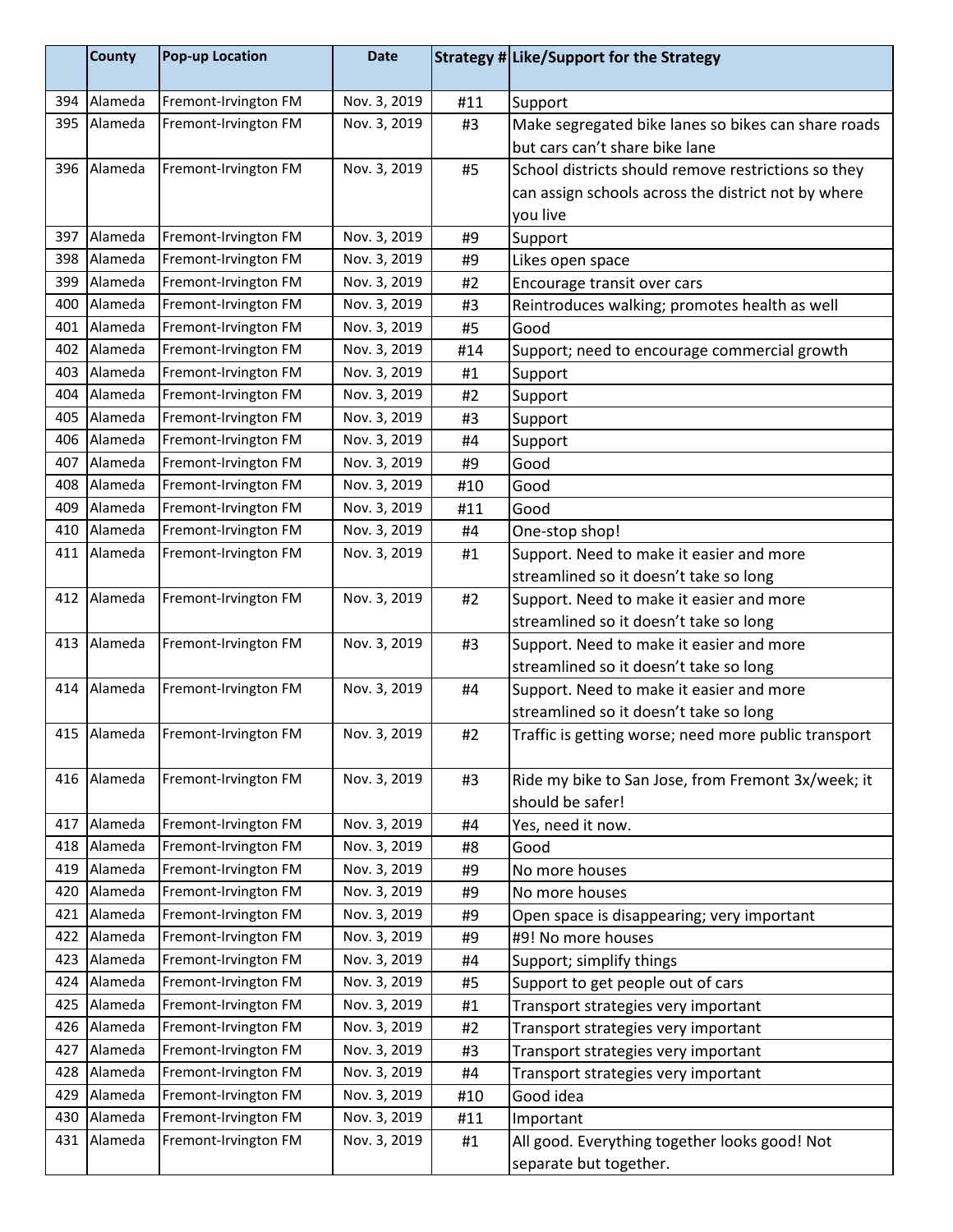| | County | Pop-up Location | Date | Strategy # | Like/Support for the Strategy |
|---|---|---|---|---|---|
| 394 | Alameda | Fremont-Irvington FM | Nov. 3, 2019 | #11 | Support |
| 395 | Alameda | Fremont-Irvington FM | Nov. 3, 2019 | #3 | Make segregated bike lanes so bikes can share roads but cars can't share bike lane |
| 396 | Alameda | Fremont-Irvington FM | Nov. 3, 2019 | #5 | School districts should remove restrictions so they can assign schools across the district not by where you live |
| 397 | Alameda | Fremont-Irvington FM | Nov. 3, 2019 | #9 | Support |
| 398 | Alameda | Fremont-Irvington FM | Nov. 3, 2019 | #9 | Likes open space |
| 399 | Alameda | Fremont-Irvington FM | Nov. 3, 2019 | #2 | Encourage transit over cars |
| 400 | Alameda | Fremont-Irvington FM | Nov. 3, 2019 | #3 | Reintroduces walking; promotes health as well |
| 401 | Alameda | Fremont-Irvington FM | Nov. 3, 2019 | #5 | Good |
| 402 | Alameda | Fremont-Irvington FM | Nov. 3, 2019 | #14 | Support; need to encourage commercial growth |
| 403 | Alameda | Fremont-Irvington FM | Nov. 3, 2019 | #1 | Support |
| 404 | Alameda | Fremont-Irvington FM | Nov. 3, 2019 | #2 | Support |
| 405 | Alameda | Fremont-Irvington FM | Nov. 3, 2019 | #3 | Support |
| 406 | Alameda | Fremont-Irvington FM | Nov. 3, 2019 | #4 | Support |
| 407 | Alameda | Fremont-Irvington FM | Nov. 3, 2019 | #9 | Good |
| 408 | Alameda | Fremont-Irvington FM | Nov. 3, 2019 | #10 | Good |
| 409 | Alameda | Fremont-Irvington FM | Nov. 3, 2019 | #11 | Good |
| 410 | Alameda | Fremont-Irvington FM | Nov. 3, 2019 | #4 | One-stop shop! |
| 411 | Alameda | Fremont-Irvington FM | Nov. 3, 2019 | #1 | Support. Need to make it easier and more streamlined so it doesn't take so long |
| 412 | Alameda | Fremont-Irvington FM | Nov. 3, 2019 | #2 | Support. Need to make it easier and more streamlined so it doesn't take so long |
| 413 | Alameda | Fremont-Irvington FM | Nov. 3, 2019 | #3 | Support. Need to make it easier and more streamlined so it doesn't take so long |
| 414 | Alameda | Fremont-Irvington FM | Nov. 3, 2019 | #4 | Support. Need to make it easier and more streamlined so it doesn't take so long |
| 415 | Alameda | Fremont-Irvington FM | Nov. 3, 2019 | #2 | Traffic is getting worse; need more public transport |
| 416 | Alameda | Fremont-Irvington FM | Nov. 3, 2019 | #3 | Ride my bike to San Jose, from Fremont 3x/week; it should be safer! |
| 417 | Alameda | Fremont-Irvington FM | Nov. 3, 2019 | #4 | Yes, need it now. |
| 418 | Alameda | Fremont-Irvington FM | Nov. 3, 2019 | #8 | Good |
| 419 | Alameda | Fremont-Irvington FM | Nov. 3, 2019 | #9 | No more houses |
| 420 | Alameda | Fremont-Irvington FM | Nov. 3, 2019 | #9 | No more houses |
| 421 | Alameda | Fremont-Irvington FM | Nov. 3, 2019 | #9 | Open space is disappearing; very important |
| 422 | Alameda | Fremont-Irvington FM | Nov. 3, 2019 | #9 | #9! No more houses |
| 423 | Alameda | Fremont-Irvington FM | Nov. 3, 2019 | #4 | Support; simplify things |
| 424 | Alameda | Fremont-Irvington FM | Nov. 3, 2019 | #5 | Support to get people out of cars |
| 425 | Alameda | Fremont-Irvington FM | Nov. 3, 2019 | #1 | Transport strategies very important |
| 426 | Alameda | Fremont-Irvington FM | Nov. 3, 2019 | #2 | Transport strategies very important |
| 427 | Alameda | Fremont-Irvington FM | Nov. 3, 2019 | #3 | Transport strategies very important |
| 428 | Alameda | Fremont-Irvington FM | Nov. 3, 2019 | #4 | Transport strategies very important |
| 429 | Alameda | Fremont-Irvington FM | Nov. 3, 2019 | #10 | Good idea |
| 430 | Alameda | Fremont-Irvington FM | Nov. 3, 2019 | #11 | Important |
| 431 | Alameda | Fremont-Irvington FM | Nov. 3, 2019 | #1 | All good. Everything together looks good! Not separate but together. |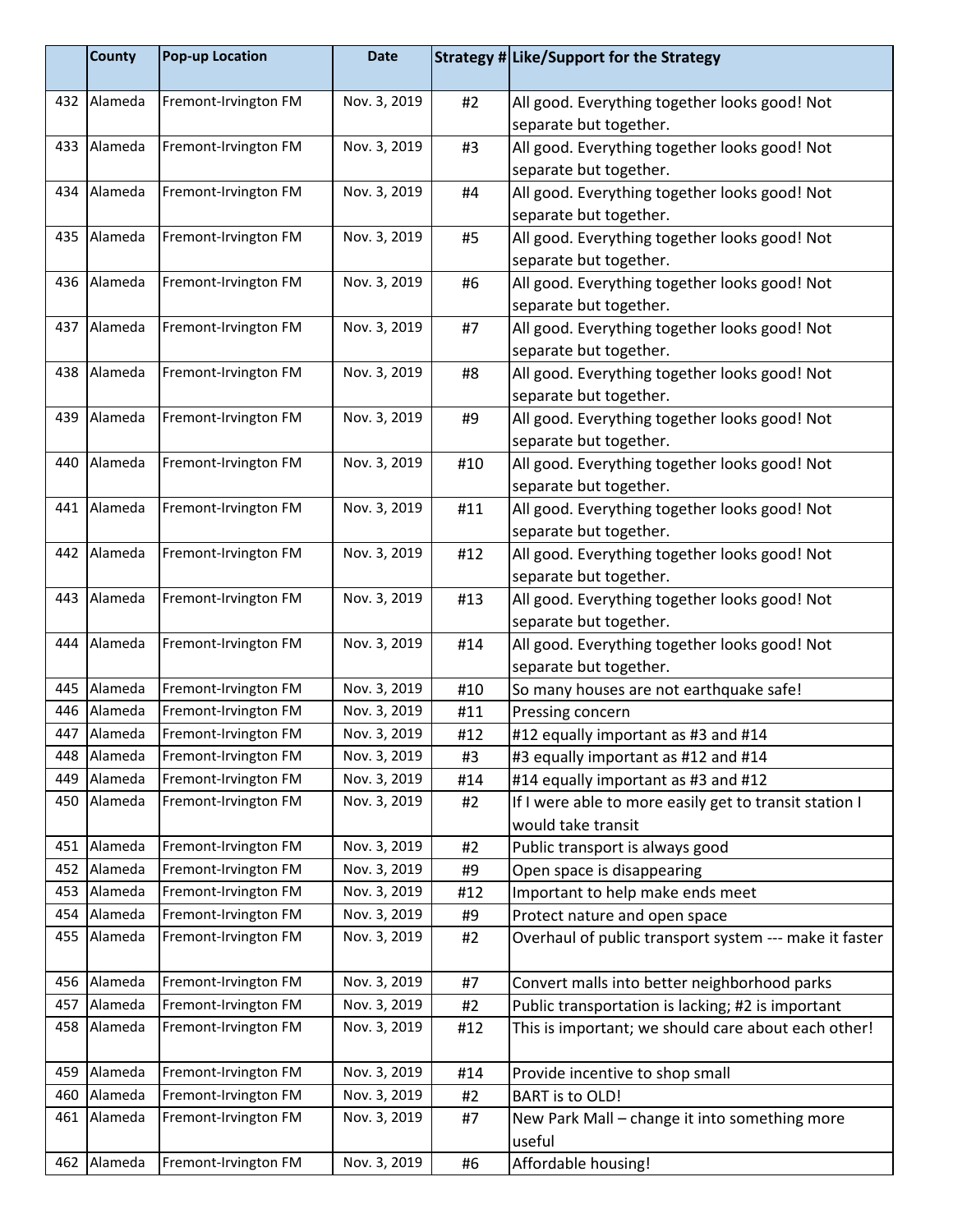| | County | Pop-up Location | Date | Strategy # | Like/Support for the Strategy |
|---|---|---|---|---|---|
| 432 | Alameda | Fremont-Irvington FM | Nov. 3, 2019 | #2 | All good. Everything together looks good! Not separate but together. |
| 433 | Alameda | Fremont-Irvington FM | Nov. 3, 2019 | #3 | All good. Everything together looks good! Not separate but together. |
| 434 | Alameda | Fremont-Irvington FM | Nov. 3, 2019 | #4 | All good. Everything together looks good! Not separate but together. |
| 435 | Alameda | Fremont-Irvington FM | Nov. 3, 2019 | #5 | All good. Everything together looks good! Not separate but together. |
| 436 | Alameda | Fremont-Irvington FM | Nov. 3, 2019 | #6 | All good. Everything together looks good! Not separate but together. |
| 437 | Alameda | Fremont-Irvington FM | Nov. 3, 2019 | #7 | All good. Everything together looks good! Not separate but together. |
| 438 | Alameda | Fremont-Irvington FM | Nov. 3, 2019 | #8 | All good. Everything together looks good! Not separate but together. |
| 439 | Alameda | Fremont-Irvington FM | Nov. 3, 2019 | #9 | All good. Everything together looks good! Not separate but together. |
| 440 | Alameda | Fremont-Irvington FM | Nov. 3, 2019 | #10 | All good. Everything together looks good! Not separate but together. |
| 441 | Alameda | Fremont-Irvington FM | Nov. 3, 2019 | #11 | All good. Everything together looks good! Not separate but together. |
| 442 | Alameda | Fremont-Irvington FM | Nov. 3, 2019 | #12 | All good. Everything together looks good! Not separate but together. |
| 443 | Alameda | Fremont-Irvington FM | Nov. 3, 2019 | #13 | All good. Everything together looks good! Not separate but together. |
| 444 | Alameda | Fremont-Irvington FM | Nov. 3, 2019 | #14 | All good. Everything together looks good! Not separate but together. |
| 445 | Alameda | Fremont-Irvington FM | Nov. 3, 2019 | #10 | So many houses are not earthquake safe! |
| 446 | Alameda | Fremont-Irvington FM | Nov. 3, 2019 | #11 | Pressing concern |
| 447 | Alameda | Fremont-Irvington FM | Nov. 3, 2019 | #12 | #12 equally important as #3 and #14 |
| 448 | Alameda | Fremont-Irvington FM | Nov. 3, 2019 | #3 | #3 equally important as #12 and #14 |
| 449 | Alameda | Fremont-Irvington FM | Nov. 3, 2019 | #14 | #14 equally important as #3 and #12 |
| 450 | Alameda | Fremont-Irvington FM | Nov. 3, 2019 | #2 | If I were able to more easily get to transit station I would take transit |
| 451 | Alameda | Fremont-Irvington FM | Nov. 3, 2019 | #2 | Public transport is always good |
| 452 | Alameda | Fremont-Irvington FM | Nov. 3, 2019 | #9 | Open space is disappearing |
| 453 | Alameda | Fremont-Irvington FM | Nov. 3, 2019 | #12 | Important to help make ends meet |
| 454 | Alameda | Fremont-Irvington FM | Nov. 3, 2019 | #9 | Protect nature and open space |
| 455 | Alameda | Fremont-Irvington FM | Nov. 3, 2019 | #2 | Overhaul of public transport system --- make it faster |
| 456 | Alameda | Fremont-Irvington FM | Nov. 3, 2019 | #7 | Convert malls into better neighborhood parks |
| 457 | Alameda | Fremont-Irvington FM | Nov. 3, 2019 | #2 | Public transportation is lacking; #2 is important |
| 458 | Alameda | Fremont-Irvington FM | Nov. 3, 2019 | #12 | This is important; we should care about each other! |
| 459 | Alameda | Fremont-Irvington FM | Nov. 3, 2019 | #14 | Provide incentive to shop small |
| 460 | Alameda | Fremont-Irvington FM | Nov. 3, 2019 | #2 | BART is to OLD! |
| 461 | Alameda | Fremont-Irvington FM | Nov. 3, 2019 | #7 | New Park Mall – change it into something more useful |
| 462 | Alameda | Fremont-Irvington FM | Nov. 3, 2019 | #6 | Affordable housing! |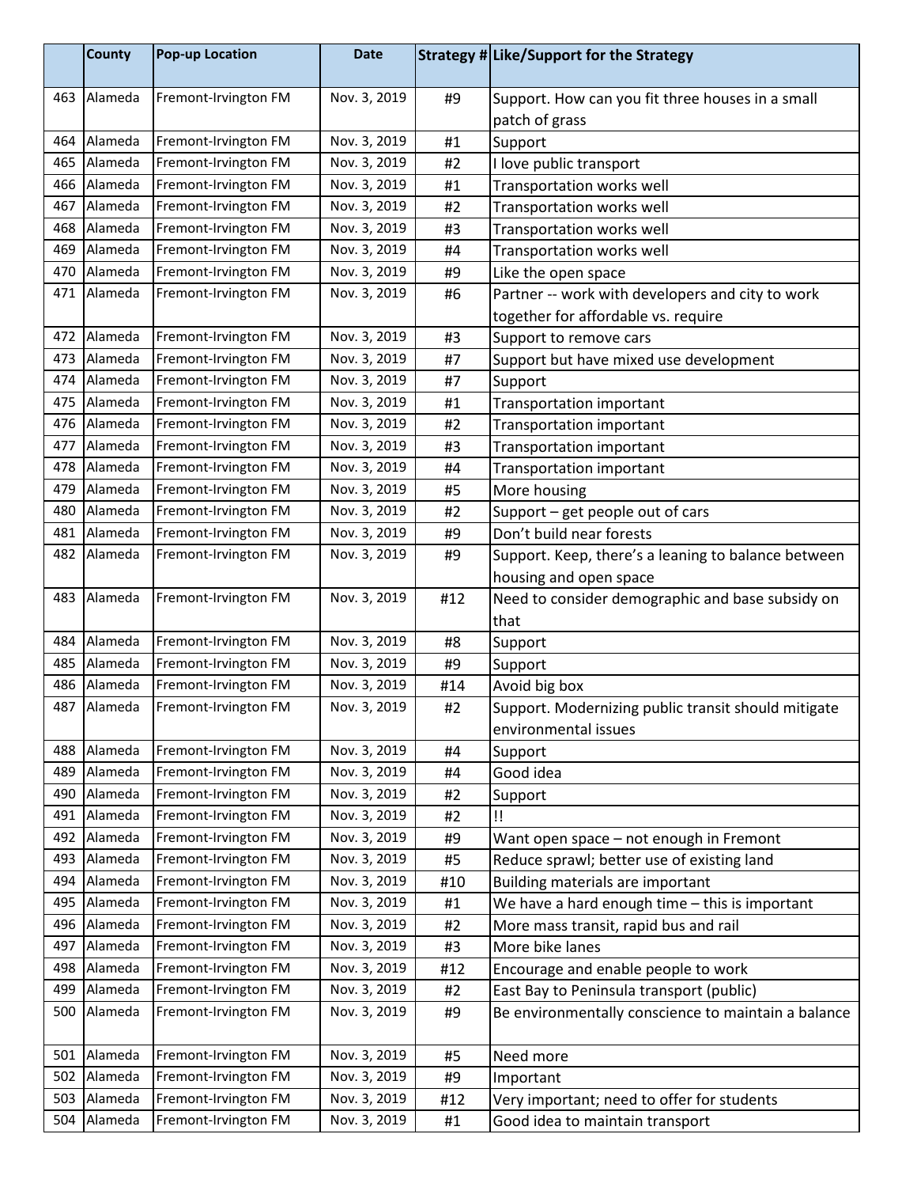| | County | Pop-up Location | Date | Strategy # | Like/Support for the Strategy |
|---|---|---|---|---|---|
| 463 | Alameda | Fremont-Irvington FM | Nov. 3, 2019 | #9 | Support. How can you fit three houses in a small patch of grass |
| 464 | Alameda | Fremont-Irvington FM | Nov. 3, 2019 | #1 | Support |
| 465 | Alameda | Fremont-Irvington FM | Nov. 3, 2019 | #2 | I love public transport |
| 466 | Alameda | Fremont-Irvington FM | Nov. 3, 2019 | #1 | Transportation works well |
| 467 | Alameda | Fremont-Irvington FM | Nov. 3, 2019 | #2 | Transportation works well |
| 468 | Alameda | Fremont-Irvington FM | Nov. 3, 2019 | #3 | Transportation works well |
| 469 | Alameda | Fremont-Irvington FM | Nov. 3, 2019 | #4 | Transportation works well |
| 470 | Alameda | Fremont-Irvington FM | Nov. 3, 2019 | #9 | Like the open space |
| 471 | Alameda | Fremont-Irvington FM | Nov. 3, 2019 | #6 | Partner -- work with developers and city to work together for affordable vs. require |
| 472 | Alameda | Fremont-Irvington FM | Nov. 3, 2019 | #3 | Support to remove cars |
| 473 | Alameda | Fremont-Irvington FM | Nov. 3, 2019 | #7 | Support but have mixed use development |
| 474 | Alameda | Fremont-Irvington FM | Nov. 3, 2019 | #7 | Support |
| 475 | Alameda | Fremont-Irvington FM | Nov. 3, 2019 | #1 | Transportation important |
| 476 | Alameda | Fremont-Irvington FM | Nov. 3, 2019 | #2 | Transportation important |
| 477 | Alameda | Fremont-Irvington FM | Nov. 3, 2019 | #3 | Transportation important |
| 478 | Alameda | Fremont-Irvington FM | Nov. 3, 2019 | #4 | Transportation important |
| 479 | Alameda | Fremont-Irvington FM | Nov. 3, 2019 | #5 | More housing |
| 480 | Alameda | Fremont-Irvington FM | Nov. 3, 2019 | #2 | Support – get people out of cars |
| 481 | Alameda | Fremont-Irvington FM | Nov. 3, 2019 | #9 | Don't build near forests |
| 482 | Alameda | Fremont-Irvington FM | Nov. 3, 2019 | #9 | Support. Keep, there's a leaning to balance between housing and open space |
| 483 | Alameda | Fremont-Irvington FM | Nov. 3, 2019 | #12 | Need to consider demographic and base subsidy on that |
| 484 | Alameda | Fremont-Irvington FM | Nov. 3, 2019 | #8 | Support |
| 485 | Alameda | Fremont-Irvington FM | Nov. 3, 2019 | #9 | Support |
| 486 | Alameda | Fremont-Irvington FM | Nov. 3, 2019 | #14 | Avoid big box |
| 487 | Alameda | Fremont-Irvington FM | Nov. 3, 2019 | #2 | Support. Modernizing public transit should mitigate environmental issues |
| 488 | Alameda | Fremont-Irvington FM | Nov. 3, 2019 | #4 | Support |
| 489 | Alameda | Fremont-Irvington FM | Nov. 3, 2019 | #4 | Good idea |
| 490 | Alameda | Fremont-Irvington FM | Nov. 3, 2019 | #2 | Support |
| 491 | Alameda | Fremont-Irvington FM | Nov. 3, 2019 | #2 | !! |
| 492 | Alameda | Fremont-Irvington FM | Nov. 3, 2019 | #9 | Want open space – not enough in Fremont |
| 493 | Alameda | Fremont-Irvington FM | Nov. 3, 2019 | #5 | Reduce sprawl; better use of existing land |
| 494 | Alameda | Fremont-Irvington FM | Nov. 3, 2019 | #10 | Building materials are important |
| 495 | Alameda | Fremont-Irvington FM | Nov. 3, 2019 | #1 | We have a hard enough time – this is important |
| 496 | Alameda | Fremont-Irvington FM | Nov. 3, 2019 | #2 | More mass transit, rapid bus and rail |
| 497 | Alameda | Fremont-Irvington FM | Nov. 3, 2019 | #3 | More bike lanes |
| 498 | Alameda | Fremont-Irvington FM | Nov. 3, 2019 | #12 | Encourage and enable people to work |
| 499 | Alameda | Fremont-Irvington FM | Nov. 3, 2019 | #2 | East Bay to Peninsula transport (public) |
| 500 | Alameda | Fremont-Irvington FM | Nov. 3, 2019 | #9 | Be environmentally conscience to maintain a balance |
| 501 | Alameda | Fremont-Irvington FM | Nov. 3, 2019 | #5 | Need more |
| 502 | Alameda | Fremont-Irvington FM | Nov. 3, 2019 | #9 | Important |
| 503 | Alameda | Fremont-Irvington FM | Nov. 3, 2019 | #12 | Very important; need to offer for students |
| 504 | Alameda | Fremont-Irvington FM | Nov. 3, 2019 | #1 | Good idea to maintain transport |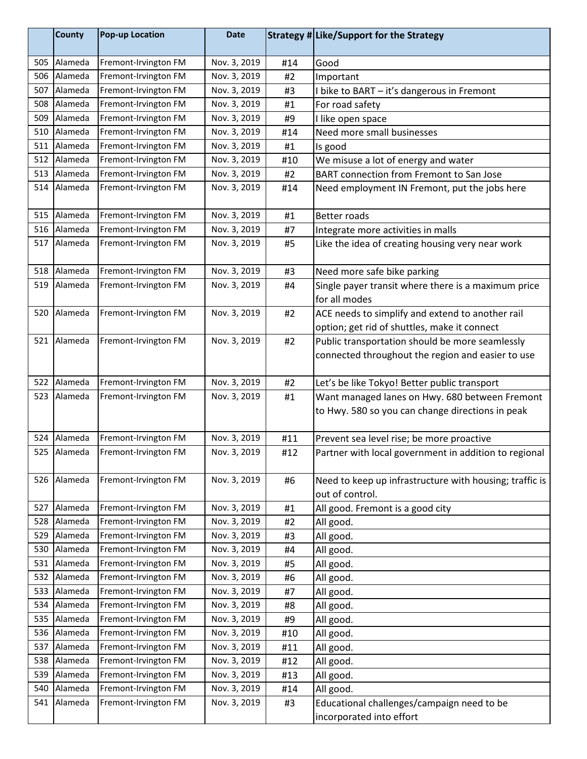| | County | Pop-up Location | Date | Strategy # | Like/Support for the Strategy |
|---|---|---|---|---|---|
| 505 | Alameda | Fremont-Irvington FM | Nov. 3, 2019 | #14 | Good |
| 506 | Alameda | Fremont-Irvington FM | Nov. 3, 2019 | #2 | Important |
| 507 | Alameda | Fremont-Irvington FM | Nov. 3, 2019 | #3 | I bike to BART – it's dangerous in Fremont |
| 508 | Alameda | Fremont-Irvington FM | Nov. 3, 2019 | #1 | For road safety |
| 509 | Alameda | Fremont-Irvington FM | Nov. 3, 2019 | #9 | I like open space |
| 510 | Alameda | Fremont-Irvington FM | Nov. 3, 2019 | #14 | Need more small businesses |
| 511 | Alameda | Fremont-Irvington FM | Nov. 3, 2019 | #1 | Is good |
| 512 | Alameda | Fremont-Irvington FM | Nov. 3, 2019 | #10 | We misuse a lot of energy and water |
| 513 | Alameda | Fremont-Irvington FM | Nov. 3, 2019 | #2 | BART connection from Fremont to San Jose |
| 514 | Alameda | Fremont-Irvington FM | Nov. 3, 2019 | #14 | Need employment IN Fremont, put the jobs here |
| 515 | Alameda | Fremont-Irvington FM | Nov. 3, 2019 | #1 | Better roads |
| 516 | Alameda | Fremont-Irvington FM | Nov. 3, 2019 | #7 | Integrate more activities in malls |
| 517 | Alameda | Fremont-Irvington FM | Nov. 3, 2019 | #5 | Like the idea of creating housing very near work |
| 518 | Alameda | Fremont-Irvington FM | Nov. 3, 2019 | #3 | Need more safe bike parking |
| 519 | Alameda | Fremont-Irvington FM | Nov. 3, 2019 | #4 | Single payer transit where there is a maximum price for all modes |
| 520 | Alameda | Fremont-Irvington FM | Nov. 3, 2019 | #2 | ACE needs to simplify and extend to another rail option; get rid of shuttles, make it connect |
| 521 | Alameda | Fremont-Irvington FM | Nov. 3, 2019 | #2 | Public transportation should be more seamlessly connected throughout the region and easier to use |
| 522 | Alameda | Fremont-Irvington FM | Nov. 3, 2019 | #2 | Let's be like Tokyo! Better public transport |
| 523 | Alameda | Fremont-Irvington FM | Nov. 3, 2019 | #1 | Want managed lanes on Hwy. 680 between Fremont to Hwy. 580 so you can change directions in peak |
| 524 | Alameda | Fremont-Irvington FM | Nov. 3, 2019 | #11 | Prevent sea level rise; be more proactive |
| 525 | Alameda | Fremont-Irvington FM | Nov. 3, 2019 | #12 | Partner with local government in addition to regional |
| 526 | Alameda | Fremont-Irvington FM | Nov. 3, 2019 | #6 | Need to keep up infrastructure with housing; traffic is out of control. |
| 527 | Alameda | Fremont-Irvington FM | Nov. 3, 2019 | #1 | All good. Fremont is a good city |
| 528 | Alameda | Fremont-Irvington FM | Nov. 3, 2019 | #2 | All good. |
| 529 | Alameda | Fremont-Irvington FM | Nov. 3, 2019 | #3 | All good. |
| 530 | Alameda | Fremont-Irvington FM | Nov. 3, 2019 | #4 | All good. |
| 531 | Alameda | Fremont-Irvington FM | Nov. 3, 2019 | #5 | All good. |
| 532 | Alameda | Fremont-Irvington FM | Nov. 3, 2019 | #6 | All good. |
| 533 | Alameda | Fremont-Irvington FM | Nov. 3, 2019 | #7 | All good. |
| 534 | Alameda | Fremont-Irvington FM | Nov. 3, 2019 | #8 | All good. |
| 535 | Alameda | Fremont-Irvington FM | Nov. 3, 2019 | #9 | All good. |
| 536 | Alameda | Fremont-Irvington FM | Nov. 3, 2019 | #10 | All good. |
| 537 | Alameda | Fremont-Irvington FM | Nov. 3, 2019 | #11 | All good. |
| 538 | Alameda | Fremont-Irvington FM | Nov. 3, 2019 | #12 | All good. |
| 539 | Alameda | Fremont-Irvington FM | Nov. 3, 2019 | #13 | All good. |
| 540 | Alameda | Fremont-Irvington FM | Nov. 3, 2019 | #14 | All good. |
| 541 | Alameda | Fremont-Irvington FM | Nov. 3, 2019 | #3 | Educational challenges/campaign need to be incorporated into effort |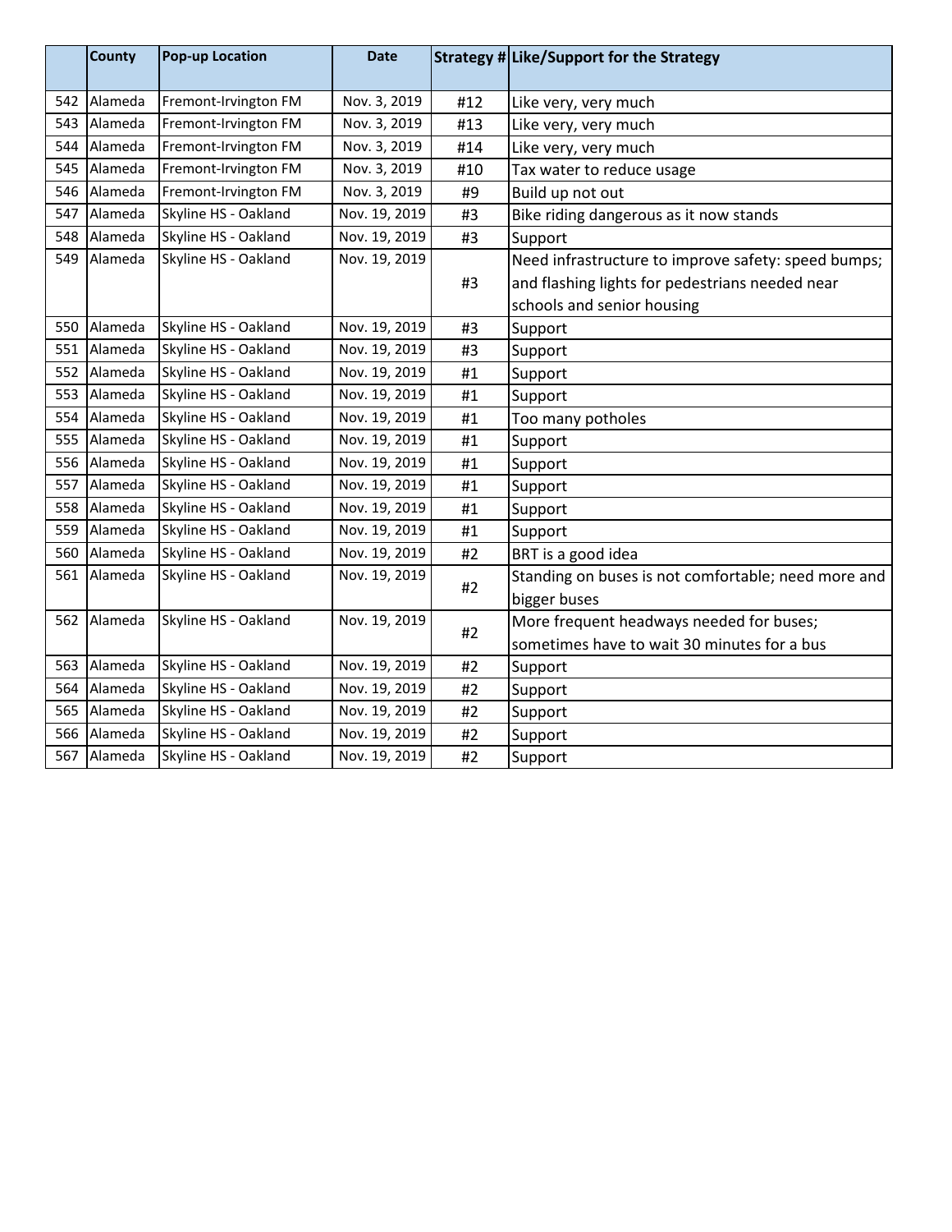| | County | Pop-up Location | Date | Strategy # | Like/Support for the Strategy |
|---|---|---|---|---|---|
| 542 | Alameda | Fremont-Irvington FM | Nov. 3, 2019 | #12 | Like very, very much |
| 543 | Alameda | Fremont-Irvington FM | Nov. 3, 2019 | #13 | Like very, very much |
| 544 | Alameda | Fremont-Irvington FM | Nov. 3, 2019 | #14 | Like very, very much |
| 545 | Alameda | Fremont-Irvington FM | Nov. 3, 2019 | #10 | Tax water to reduce usage |
| 546 | Alameda | Fremont-Irvington FM | Nov. 3, 2019 | #9 | Build up not out |
| 547 | Alameda | Skyline HS - Oakland | Nov. 19, 2019 | #3 | Bike riding dangerous as it now stands |
| 548 | Alameda | Skyline HS - Oakland | Nov. 19, 2019 | #3 | Support |
| 549 | Alameda | Skyline HS - Oakland | Nov. 19, 2019 | #3 | Need infrastructure to improve safety: speed bumps; and flashing lights for pedestrians needed near schools and senior housing |
| 550 | Alameda | Skyline HS - Oakland | Nov. 19, 2019 | #3 | Support |
| 551 | Alameda | Skyline HS - Oakland | Nov. 19, 2019 | #3 | Support |
| 552 | Alameda | Skyline HS - Oakland | Nov. 19, 2019 | #1 | Support |
| 553 | Alameda | Skyline HS - Oakland | Nov. 19, 2019 | #1 | Support |
| 554 | Alameda | Skyline HS - Oakland | Nov. 19, 2019 | #1 | Too many potholes |
| 555 | Alameda | Skyline HS - Oakland | Nov. 19, 2019 | #1 | Support |
| 556 | Alameda | Skyline HS - Oakland | Nov. 19, 2019 | #1 | Support |
| 557 | Alameda | Skyline HS - Oakland | Nov. 19, 2019 | #1 | Support |
| 558 | Alameda | Skyline HS - Oakland | Nov. 19, 2019 | #1 | Support |
| 559 | Alameda | Skyline HS - Oakland | Nov. 19, 2019 | #1 | Support |
| 560 | Alameda | Skyline HS - Oakland | Nov. 19, 2019 | #2 | BRT is a good idea |
| 561 | Alameda | Skyline HS - Oakland | Nov. 19, 2019 | #2 | Standing on buses is not comfortable; need more and bigger buses |
| 562 | Alameda | Skyline HS - Oakland | Nov. 19, 2019 | #2 | More frequent headways needed for buses; sometimes have to wait 30 minutes for a bus |
| 563 | Alameda | Skyline HS - Oakland | Nov. 19, 2019 | #2 | Support |
| 564 | Alameda | Skyline HS - Oakland | Nov. 19, 2019 | #2 | Support |
| 565 | Alameda | Skyline HS - Oakland | Nov. 19, 2019 | #2 | Support |
| 566 | Alameda | Skyline HS - Oakland | Nov. 19, 2019 | #2 | Support |
| 567 | Alameda | Skyline HS - Oakland | Nov. 19, 2019 | #2 | Support |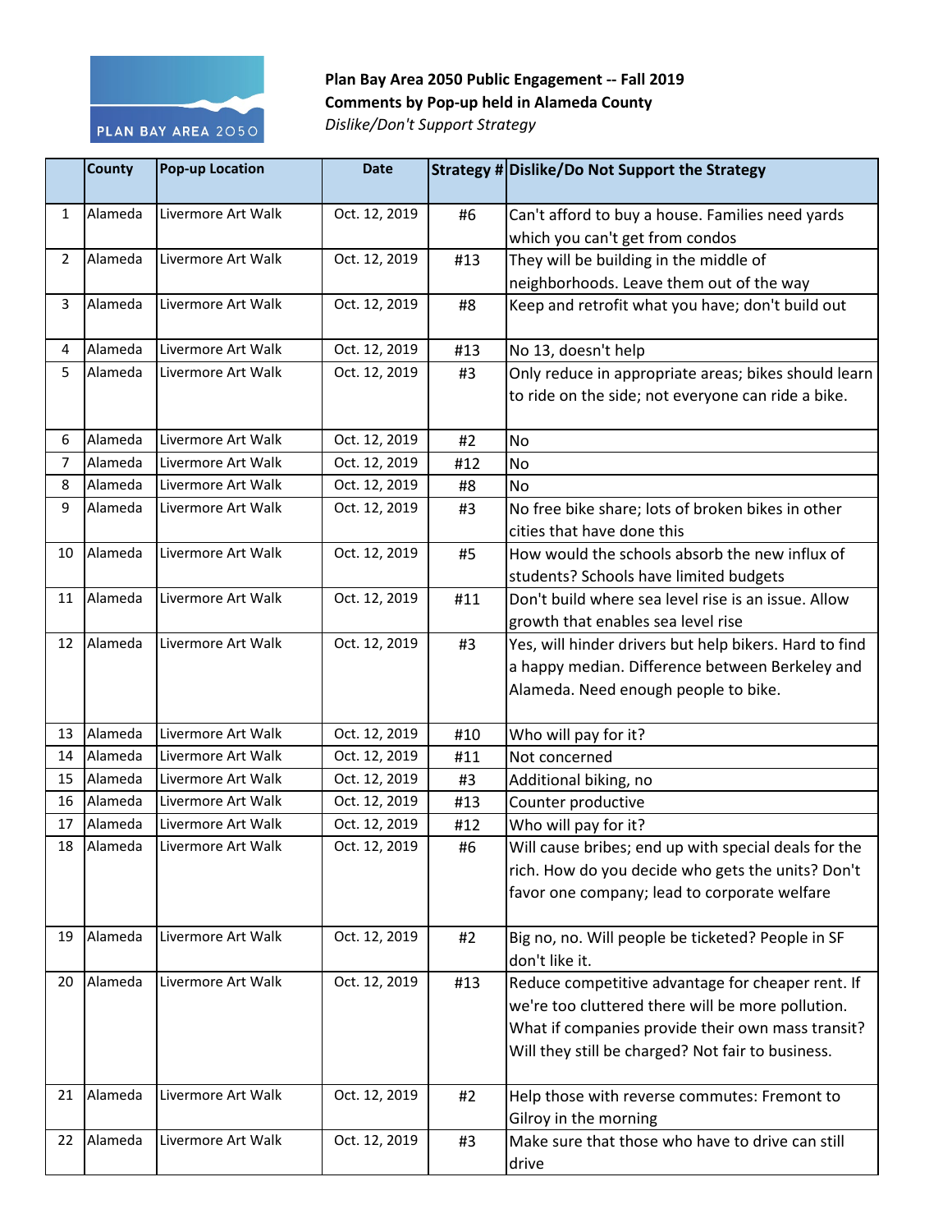**Plan Bay Area 2050 Public Engagement -- Fall 2019**
**Comments by Pop-up held in Alameda County**
*Dislike/Don't Support Strategy*

| | County | Pop-up Location | Date | Strategy # | Dislike/Do Not Support the Strategy |
|---|---|---|---|---|---|
| 1 | Alameda | Livermore Art Walk | Oct. 12, 2019 | #6 | Can't afford to buy a house. Families need yards which you can't get from condos |
| 2 | Alameda | Livermore Art Walk | Oct. 12, 2019 | #13 | They will be building in the middle of neighborhoods. Leave them out of the way |
| 3 | Alameda | Livermore Art Walk | Oct. 12, 2019 | #8 | Keep and retrofit what you have; don't build out |
| 4 | Alameda | Livermore Art Walk | Oct. 12, 2019 | #13 | No 13, doesn't help |
| 5 | Alameda | Livermore Art Walk | Oct. 12, 2019 | #3 | Only reduce in appropriate areas; bikes should learn to ride on the side; not everyone can ride a bike. |
| 6 | Alameda | Livermore Art Walk | Oct. 12, 2019 | #2 | No |
| 7 | Alameda | Livermore Art Walk | Oct. 12, 2019 | #12 | No |
| 8 | Alameda | Livermore Art Walk | Oct. 12, 2019 | #8 | No |
| 9 | Alameda | Livermore Art Walk | Oct. 12, 2019 | #3 | No free bike share; lots of broken bikes in other cities that have done this |
| 10 | Alameda | Livermore Art Walk | Oct. 12, 2019 | #5 | How would the schools absorb the new influx of students? Schools have limited budgets |
| 11 | Alameda | Livermore Art Walk | Oct. 12, 2019 | #11 | Don't build where sea level rise is an issue. Allow growth that enables sea level rise |
| 12 | Alameda | Livermore Art Walk | Oct. 12, 2019 | #3 | Yes, will hinder drivers but help bikers. Hard to find a happy median. Difference between Berkeley and Alameda. Need enough people to bike. |
| 13 | Alameda | Livermore Art Walk | Oct. 12, 2019 | #10 | Who will pay for it? |
| 14 | Alameda | Livermore Art Walk | Oct. 12, 2019 | #11 | Not concerned |
| 15 | Alameda | Livermore Art Walk | Oct. 12, 2019 | #3 | Additional biking, no |
| 16 | Alameda | Livermore Art Walk | Oct. 12, 2019 | #13 | Counter productive |
| 17 | Alameda | Livermore Art Walk | Oct. 12, 2019 | #12 | Who will pay for it? |
| 18 | Alameda | Livermore Art Walk | Oct. 12, 2019 | #6 | Will cause bribes; end up with special deals for the rich. How do you decide who gets the units? Don't favor one company; lead to corporate welfare |
| 19 | Alameda | Livermore Art Walk | Oct. 12, 2019 | #2 | Big no, no. Will people be ticketed? People in SF don't like it. |
| 20 | Alameda | Livermore Art Walk | Oct. 12, 2019 | #13 | Reduce competitive advantage for cheaper rent. If we're too cluttered there will be more pollution. What if companies provide their own mass transit? Will they still be charged? Not fair to business. |
| 21 | Alameda | Livermore Art Walk | Oct. 12, 2019 | #2 | Help those with reverse commutes: Fremont to Gilroy in the morning |
| 22 | Alameda | Livermore Art Walk | Oct. 12, 2019 | #3 | Make sure that those who have to drive can still drive |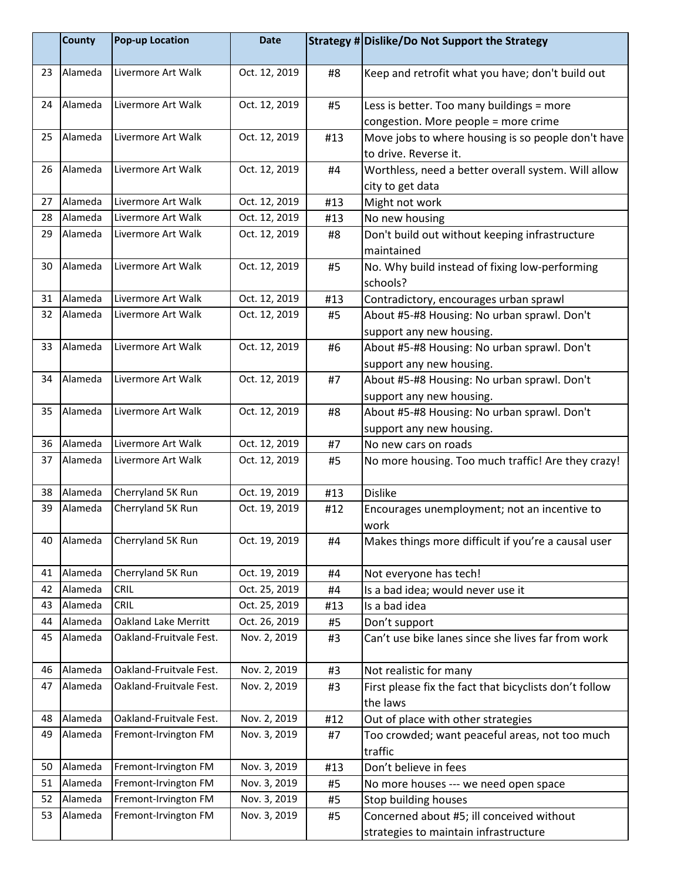| | County | Pop-up Location | Date | Strategy # | Dislike/Do Not Support the Strategy |
|---|---|---|---|---|---|
| 23 | Alameda | Livermore Art Walk | Oct. 12, 2019 | #8 | Keep and retrofit what you have; don't build out |
| 24 | Alameda | Livermore Art Walk | Oct. 12, 2019 | #5 | Less is better. Too many buildings = more congestion. More people = more crime |
| 25 | Alameda | Livermore Art Walk | Oct. 12, 2019 | #13 | Move jobs to where housing is so people don't have to drive. Reverse it. |
| 26 | Alameda | Livermore Art Walk | Oct. 12, 2019 | #4 | Worthless, need a better overall system. Will allow city to get data |
| 27 | Alameda | Livermore Art Walk | Oct. 12, 2019 | #13 | Might not work |
| 28 | Alameda | Livermore Art Walk | Oct. 12, 2019 | #13 | No new housing |
| 29 | Alameda | Livermore Art Walk | Oct. 12, 2019 | #8 | Don't build out without keeping infrastructure maintained |
| 30 | Alameda | Livermore Art Walk | Oct. 12, 2019 | #5 | No. Why build instead of fixing low-performing schools? |
| 31 | Alameda | Livermore Art Walk | Oct. 12, 2019 | #13 | Contradictory, encourages urban sprawl |
| 32 | Alameda | Livermore Art Walk | Oct. 12, 2019 | #5 | About #5-#8 Housing: No urban sprawl. Don't support any new housing. |
| 33 | Alameda | Livermore Art Walk | Oct. 12, 2019 | #6 | About #5-#8 Housing: No urban sprawl. Don't support any new housing. |
| 34 | Alameda | Livermore Art Walk | Oct. 12, 2019 | #7 | About #5-#8 Housing: No urban sprawl. Don't support any new housing. |
| 35 | Alameda | Livermore Art Walk | Oct. 12, 2019 | #8 | About #5-#8 Housing: No urban sprawl. Don't support any new housing. |
| 36 | Alameda | Livermore Art Walk | Oct. 12, 2019 | #7 | No new cars on roads |
| 37 | Alameda | Livermore Art Walk | Oct. 12, 2019 | #5 | No more housing. Too much traffic! Are they crazy! |
| 38 | Alameda | Cherryland 5K Run | Oct. 19, 2019 | #13 | Dislike |
| 39 | Alameda | Cherryland 5K Run | Oct. 19, 2019 | #12 | Encourages unemployment; not an incentive to work |
| 40 | Alameda | Cherryland 5K Run | Oct. 19, 2019 | #4 | Makes things more difficult if you're a causal user |
| 41 | Alameda | Cherryland 5K Run | Oct. 19, 2019 | #4 | Not everyone has tech! |
| 42 | Alameda | CRIL | Oct. 25, 2019 | #4 | Is a bad idea; would never use it |
| 43 | Alameda | CRIL | Oct. 25, 2019 | #13 | Is a bad idea |
| 44 | Alameda | Oakland Lake Merritt | Oct. 26, 2019 | #5 | Don't support |
| 45 | Alameda | Oakland-Fruitvale Fest. | Nov. 2, 2019 | #3 | Can't use bike lanes since she lives far from work |
| 46 | Alameda | Oakland-Fruitvale Fest. | Nov. 2, 2019 | #3 | Not realistic for many |
| 47 | Alameda | Oakland-Fruitvale Fest. | Nov. 2, 2019 | #3 | First please fix the fact that bicyclists don't follow the laws |
| 48 | Alameda | Oakland-Fruitvale Fest. | Nov. 2, 2019 | #12 | Out of place with other strategies |
| 49 | Alameda | Fremont-Irvington FM | Nov. 3, 2019 | #7 | Too crowded; want peaceful areas, not too much traffic |
| 50 | Alameda | Fremont-Irvington FM | Nov. 3, 2019 | #13 | Don't believe in fees |
| 51 | Alameda | Fremont-Irvington FM | Nov. 3, 2019 | #5 | No more houses --- we need open space |
| 52 | Alameda | Fremont-Irvington FM | Nov. 3, 2019 | #5 | Stop building houses |
| 53 | Alameda | Fremont-Irvington FM | Nov. 3, 2019 | #5 | Concerned about #5; ill conceived without strategies to maintain infrastructure |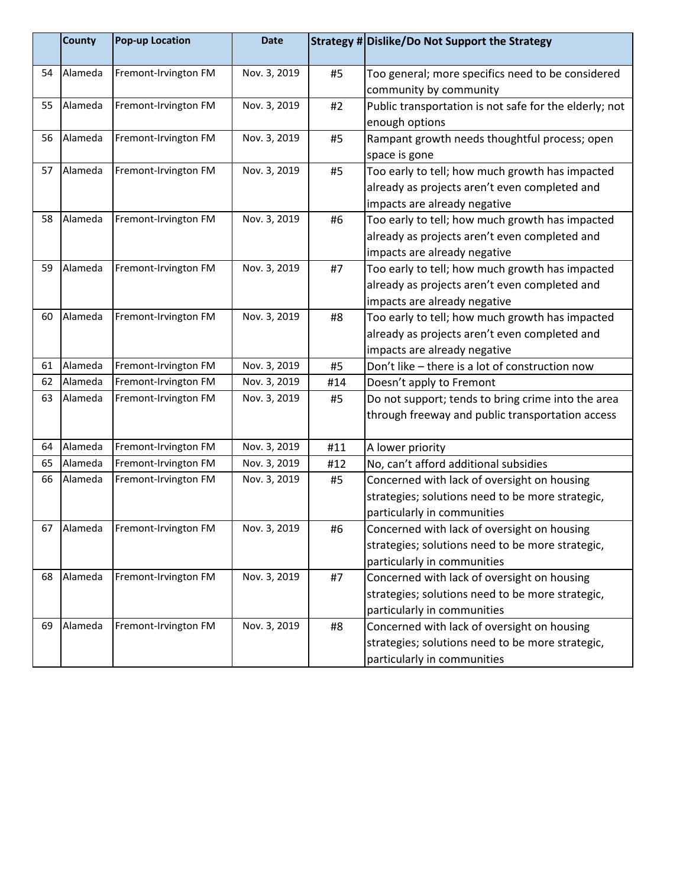| | County | Pop-up Location | Date | Strategy # | Dislike/Do Not Support the Strategy |
|---|---|---|---|---|---|
| 54 | Alameda | Fremont-Irvington FM | Nov. 3, 2019 | #5 | Too general; more specifics need to be considered community by community |
| 55 | Alameda | Fremont-Irvington FM | Nov. 3, 2019 | #2 | Public transportation is not safe for the elderly; not enough options |
| 56 | Alameda | Fremont-Irvington FM | Nov. 3, 2019 | #5 | Rampant growth needs thoughtful process; open space is gone |
| 57 | Alameda | Fremont-Irvington FM | Nov. 3, 2019 | #5 | Too early to tell; how much growth has impacted already as projects aren't even completed and impacts are already negative |
| 58 | Alameda | Fremont-Irvington FM | Nov. 3, 2019 | #6 | Too early to tell; how much growth has impacted already as projects aren't even completed and impacts are already negative |
| 59 | Alameda | Fremont-Irvington FM | Nov. 3, 2019 | #7 | Too early to tell; how much growth has impacted already as projects aren't even completed and impacts are already negative |
| 60 | Alameda | Fremont-Irvington FM | Nov. 3, 2019 | #8 | Too early to tell; how much growth has impacted already as projects aren't even completed and impacts are already negative |
| 61 | Alameda | Fremont-Irvington FM | Nov. 3, 2019 | #5 | Don't like – there is a lot of construction now |
| 62 | Alameda | Fremont-Irvington FM | Nov. 3, 2019 | #14 | Doesn't apply to Fremont |
| 63 | Alameda | Fremont-Irvington FM | Nov. 3, 2019 | #5 | Do not support; tends to bring crime into the area through freeway and public transportation access |
| 64 | Alameda | Fremont-Irvington FM | Nov. 3, 2019 | #11 | A lower priority |
| 65 | Alameda | Fremont-Irvington FM | Nov. 3, 2019 | #12 | No, can't afford additional subsidies |
| 66 | Alameda | Fremont-Irvington FM | Nov. 3, 2019 | #5 | Concerned with lack of oversight on housing strategies; solutions need to be more strategic, particularly in communities |
| 67 | Alameda | Fremont-Irvington FM | Nov. 3, 2019 | #6 | Concerned with lack of oversight on housing strategies; solutions need to be more strategic, particularly in communities |
| 68 | Alameda | Fremont-Irvington FM | Nov. 3, 2019 | #7 | Concerned with lack of oversight on housing strategies; solutions need to be more strategic, particularly in communities |
| 69 | Alameda | Fremont-Irvington FM | Nov. 3, 2019 | #8 | Concerned with lack of oversight on housing strategies; solutions need to be more strategic, particularly in communities |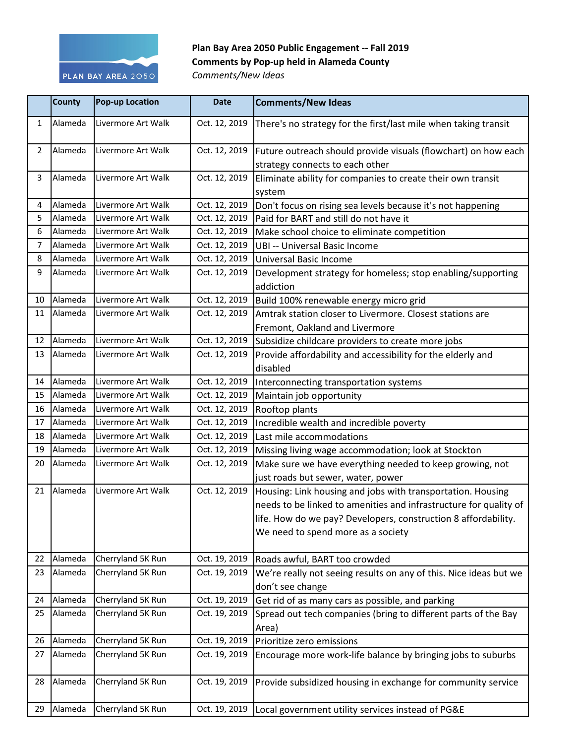**Plan Bay Area 2050 Public Engagement -- Fall 2019**
**Comments by Pop-up held in Alameda County**
*Comments/New Ideas*

| | County | Pop-up Location | Date | Comments/New Ideas |
|---|---|---|---|---|
| 1 | Alameda | Livermore Art Walk | Oct. 12, 2019 | There's no strategy for the first/last mile when taking transit |
| 2 | Alameda | Livermore Art Walk | Oct. 12, 2019 | Future outreach should provide visuals (flowchart) on how each strategy connects to each other |
| 3 | Alameda | Livermore Art Walk | Oct. 12, 2019 | Eliminate ability for companies to create their own transit system |
| 4 | Alameda | Livermore Art Walk | Oct. 12, 2019 | Don't focus on rising sea levels because it's not happening |
| 5 | Alameda | Livermore Art Walk | Oct. 12, 2019 | Paid for BART and still do not have it |
| 6 | Alameda | Livermore Art Walk | Oct. 12, 2019 | Make school choice to eliminate competition |
| 7 | Alameda | Livermore Art Walk | Oct. 12, 2019 | UBI -- Universal Basic Income |
| 8 | Alameda | Livermore Art Walk | Oct. 12, 2019 | Universal Basic Income |
| 9 | Alameda | Livermore Art Walk | Oct. 12, 2019 | Development strategy for homeless; stop enabling/supporting addiction |
| 10 | Alameda | Livermore Art Walk | Oct. 12, 2019 | Build 100% renewable energy micro grid |
| 11 | Alameda | Livermore Art Walk | Oct. 12, 2019 | Amtrak station closer to Livermore. Closest stations are Fremont, Oakland and Livermore |
| 12 | Alameda | Livermore Art Walk | Oct. 12, 2019 | Subsidize childcare providers to create more jobs |
| 13 | Alameda | Livermore Art Walk | Oct. 12, 2019 | Provide affordability and accessibility for the elderly and disabled |
| 14 | Alameda | Livermore Art Walk | Oct. 12, 2019 | Interconnecting transportation systems |
| 15 | Alameda | Livermore Art Walk | Oct. 12, 2019 | Maintain job opportunity |
| 16 | Alameda | Livermore Art Walk | Oct. 12, 2019 | Rooftop plants |
| 17 | Alameda | Livermore Art Walk | Oct. 12, 2019 | Incredible wealth and incredible poverty |
| 18 | Alameda | Livermore Art Walk | Oct. 12, 2019 | Last mile accommodations |
| 19 | Alameda | Livermore Art Walk | Oct. 12, 2019 | Missing living wage accommodation; look at Stockton |
| 20 | Alameda | Livermore Art Walk | Oct. 12, 2019 | Make sure we have everything needed to keep growing, not just roads but sewer, water, power |
| 21 | Alameda | Livermore Art Walk | Oct. 12, 2019 | Housing: Link housing and jobs with transportation. Housing needs to be linked to amenities and infrastructure for quality of life. How do we pay? Developers, construction 8 affordability. We need to spend more as a society |
| 22 | Alameda | Cherryland 5K Run | Oct. 19, 2019 | Roads awful, BART too crowded |
| 23 | Alameda | Cherryland 5K Run | Oct. 19, 2019 | We're really not seeing results on any of this. Nice ideas but we don't see change |
| 24 | Alameda | Cherryland 5K Run | Oct. 19, 2019 | Get rid of as many cars as possible, and parking |
| 25 | Alameda | Cherryland 5K Run | Oct. 19, 2019 | Spread out tech companies (bring to different parts of the Bay Area) |
| 26 | Alameda | Cherryland 5K Run | Oct. 19, 2019 | Prioritize zero emissions |
| 27 | Alameda | Cherryland 5K Run | Oct. 19, 2019 | Encourage more work-life balance by bringing jobs to suburbs |
| 28 | Alameda | Cherryland 5K Run | Oct. 19, 2019 | Provide subsidized housing in exchange for community service |
| 29 | Alameda | Cherryland 5K Run | Oct. 19, 2019 | Local government utility services instead of PG&E |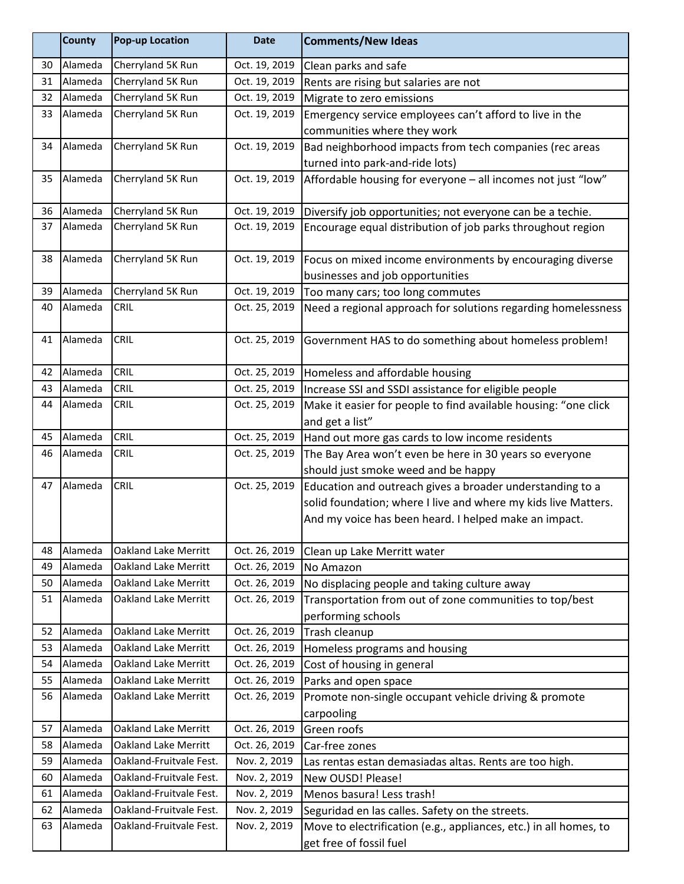| | County | Pop-up Location | Date | Comments/New Ideas |
|---|---|---|---|---|
| 30 | Alameda | Cherryland 5K Run | Oct. 19, 2019 | Clean parks and safe |
| 31 | Alameda | Cherryland 5K Run | Oct. 19, 2019 | Rents are rising but salaries are not |
| 32 | Alameda | Cherryland 5K Run | Oct. 19, 2019 | Migrate to zero emissions |
| 33 | Alameda | Cherryland 5K Run | Oct. 19, 2019 | Emergency service employees can't afford to live in the communities where they work |
| 34 | Alameda | Cherryland 5K Run | Oct. 19, 2019 | Bad neighborhood impacts from tech companies (rec areas turned into park-and-ride lots) |
| 35 | Alameda | Cherryland 5K Run | Oct. 19, 2019 | Affordable housing for everyone – all incomes not just "low" |
| 36 | Alameda | Cherryland 5K Run | Oct. 19, 2019 | Diversify job opportunities; not everyone can be a techie. |
| 37 | Alameda | Cherryland 5K Run | Oct. 19, 2019 | Encourage equal distribution of job parks throughout region |
| 38 | Alameda | Cherryland 5K Run | Oct. 19, 2019 | Focus on mixed income environments by encouraging diverse businesses and job opportunities |
| 39 | Alameda | Cherryland 5K Run | Oct. 19, 2019 | Too many cars; too long commutes |
| 40 | Alameda | CRIL | Oct. 25, 2019 | Need a regional approach for solutions regarding homelessness |
| 41 | Alameda | CRIL | Oct. 25, 2019 | Government HAS to do something about homeless problem! |
| 42 | Alameda | CRIL | Oct. 25, 2019 | Homeless and affordable housing |
| 43 | Alameda | CRIL | Oct. 25, 2019 | Increase SSI and SSDI assistance for eligible people |
| 44 | Alameda | CRIL | Oct. 25, 2019 | Make it easier for people to find available housing: "one click and get a list" |
| 45 | Alameda | CRIL | Oct. 25, 2019 | Hand out more gas cards to low income residents |
| 46 | Alameda | CRIL | Oct. 25, 2019 | The Bay Area won't even be here in 30 years so everyone should just smoke weed and be happy |
| 47 | Alameda | CRIL | Oct. 25, 2019 | Education and outreach gives a broader understanding to a solid foundation; where I live and where my kids live Matters. And my voice has been heard. I helped make an impact. |
| 48 | Alameda | Oakland Lake Merritt | Oct. 26, 2019 | Clean up Lake Merritt water |
| 49 | Alameda | Oakland Lake Merritt | Oct. 26, 2019 | No Amazon |
| 50 | Alameda | Oakland Lake Merritt | Oct. 26, 2019 | No displacing people and taking culture away |
| 51 | Alameda | Oakland Lake Merritt | Oct. 26, 2019 | Transportation from out of zone communities to top/best performing schools |
| 52 | Alameda | Oakland Lake Merritt | Oct. 26, 2019 | Trash cleanup |
| 53 | Alameda | Oakland Lake Merritt | Oct. 26, 2019 | Homeless programs and housing |
| 54 | Alameda | Oakland Lake Merritt | Oct. 26, 2019 | Cost of housing in general |
| 55 | Alameda | Oakland Lake Merritt | Oct. 26, 2019 | Parks and open space |
| 56 | Alameda | Oakland Lake Merritt | Oct. 26, 2019 | Promote non-single occupant vehicle driving & promote carpooling |
| 57 | Alameda | Oakland Lake Merritt | Oct. 26, 2019 | Green roofs |
| 58 | Alameda | Oakland Lake Merritt | Oct. 26, 2019 | Car-free zones |
| 59 | Alameda | Oakland-Fruitvale Fest. | Nov. 2, 2019 | Las rentas estan demasiadas altas. Rents are too high. |
| 60 | Alameda | Oakland-Fruitvale Fest. | Nov. 2, 2019 | New OUSD! Please! |
| 61 | Alameda | Oakland-Fruitvale Fest. | Nov. 2, 2019 | Menos basura! Less trash! |
| 62 | Alameda | Oakland-Fruitvale Fest. | Nov. 2, 2019 | Seguridad en las calles. Safety on the streets. |
| 63 | Alameda | Oakland-Fruitvale Fest. | Nov. 2, 2019 | Move to electrification (e.g., appliances, etc.) in all homes, to get free of fossil fuel |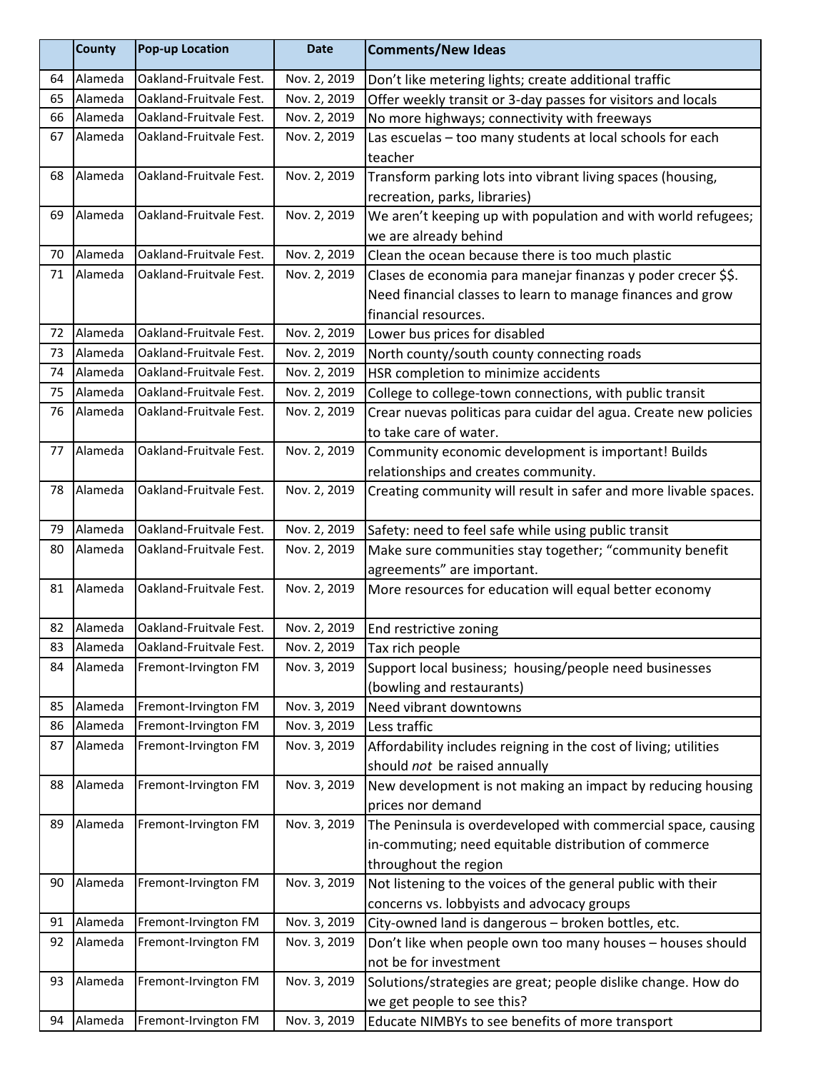| | County | Pop-up Location | Date | Comments/New Ideas |
|---|---|---|---|---|
| 64 | Alameda | Oakland-Fruitvale Fest. | Nov. 2, 2019 | Don't like metering lights; create additional traffic |
| 65 | Alameda | Oakland-Fruitvale Fest. | Nov. 2, 2019 | Offer weekly transit or 3-day passes for visitors and locals |
| 66 | Alameda | Oakland-Fruitvale Fest. | Nov. 2, 2019 | No more highways; connectivity with freeways |
| 67 | Alameda | Oakland-Fruitvale Fest. | Nov. 2, 2019 | Las escuelas – too many students at local schools for each teacher |
| 68 | Alameda | Oakland-Fruitvale Fest. | Nov. 2, 2019 | Transform parking lots into vibrant living spaces (housing, recreation, parks, libraries) |
| 69 | Alameda | Oakland-Fruitvale Fest. | Nov. 2, 2019 | We aren't keeping up with population and with world refugees; we are already behind |
| 70 | Alameda | Oakland-Fruitvale Fest. | Nov. 2, 2019 | Clean the ocean because there is too much plastic |
| 71 | Alameda | Oakland-Fruitvale Fest. | Nov. 2, 2019 | Clases de economia para manejar finanzas y poder crecer $$. Need financial classes to learn to manage finances and grow financial resources. |
| 72 | Alameda | Oakland-Fruitvale Fest. | Nov. 2, 2019 | Lower bus prices for disabled |
| 73 | Alameda | Oakland-Fruitvale Fest. | Nov. 2, 2019 | North county/south county connecting roads |
| 74 | Alameda | Oakland-Fruitvale Fest. | Nov. 2, 2019 | HSR completion to minimize accidents |
| 75 | Alameda | Oakland-Fruitvale Fest. | Nov. 2, 2019 | College to college-town connections, with public transit |
| 76 | Alameda | Oakland-Fruitvale Fest. | Nov. 2, 2019 | Crear nuevas politicas para cuidar del agua. Create new policies to take care of water. |
| 77 | Alameda | Oakland-Fruitvale Fest. | Nov. 2, 2019 | Community economic development is important! Builds relationships and creates community. |
| 78 | Alameda | Oakland-Fruitvale Fest. | Nov. 2, 2019 | Creating community will result in safer and more livable spaces. |
| 79 | Alameda | Oakland-Fruitvale Fest. | Nov. 2, 2019 | Safety: need to feel safe while using public transit |
| 80 | Alameda | Oakland-Fruitvale Fest. | Nov. 2, 2019 | Make sure communities stay together; "community benefit agreements" are important. |
| 81 | Alameda | Oakland-Fruitvale Fest. | Nov. 2, 2019 | More resources for education will equal better economy |
| 82 | Alameda | Oakland-Fruitvale Fest. | Nov. 2, 2019 | End restrictive zoning |
| 83 | Alameda | Oakland-Fruitvale Fest. | Nov. 2, 2019 | Tax rich people |
| 84 | Alameda | Fremont-Irvington FM | Nov. 3, 2019 | Support local business; housing/people need businesses (bowling and restaurants) |
| 85 | Alameda | Fremont-Irvington FM | Nov. 3, 2019 | Need vibrant downtowns |
| 86 | Alameda | Fremont-Irvington FM | Nov. 3, 2019 | Less traffic |
| 87 | Alameda | Fremont-Irvington FM | Nov. 3, 2019 | Affordability includes reigning in the cost of living; utilities should *not* be raised annually |
| 88 | Alameda | Fremont-Irvington FM | Nov. 3, 2019 | New development is not making an impact by reducing housing prices nor demand |
| 89 | Alameda | Fremont-Irvington FM | Nov. 3, 2019 | The Peninsula is overdeveloped with commercial space, causing in-commuting; need equitable distribution of commerce throughout the region |
| 90 | Alameda | Fremont-Irvington FM | Nov. 3, 2019 | Not listening to the voices of the general public with their concerns vs. lobbyists and advocacy groups |
| 91 | Alameda | Fremont-Irvington FM | Nov. 3, 2019 | City-owned land is dangerous – broken bottles, etc. |
| 92 | Alameda | Fremont-Irvington FM | Nov. 3, 2019 | Don't like when people own too many houses – houses should not be for investment |
| 93 | Alameda | Fremont-Irvington FM | Nov. 3, 2019 | Solutions/strategies are great; people dislike change. How do we get people to see this? |
| 94 | Alameda | Fremont-Irvington FM | Nov. 3, 2019 | Educate NIMBYs to see benefits of more transport |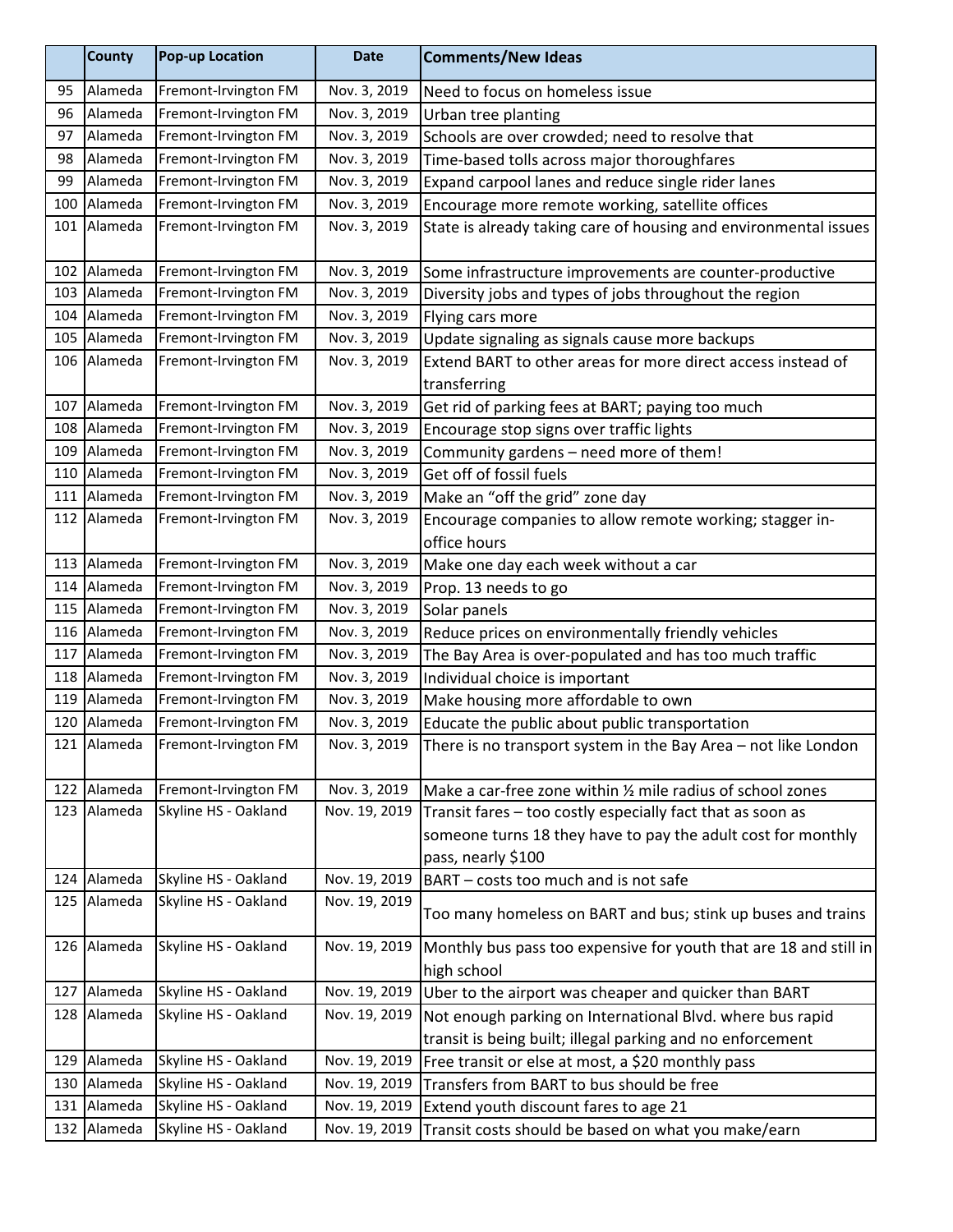| | County | Pop-up Location | Date | Comments/New Ideas |
|---|---|---|---|---|
| 95 | Alameda | Fremont-Irvington FM | Nov. 3, 2019 | Need to focus on homeless issue |
| 96 | Alameda | Fremont-Irvington FM | Nov. 3, 2019 | Urban tree planting |
| 97 | Alameda | Fremont-Irvington FM | Nov. 3, 2019 | Schools are over crowded; need to resolve that |
| 98 | Alameda | Fremont-Irvington FM | Nov. 3, 2019 | Time-based tolls across major thoroughfares |
| 99 | Alameda | Fremont-Irvington FM | Nov. 3, 2019 | Expand carpool lanes and reduce single rider lanes |
| 100 | Alameda | Fremont-Irvington FM | Nov. 3, 2019 | Encourage more remote working, satellite offices |
| 101 | Alameda | Fremont-Irvington FM | Nov. 3, 2019 | State is already taking care of housing and environmental issues |
| 102 | Alameda | Fremont-Irvington FM | Nov. 3, 2019 | Some infrastructure improvements are counter-productive |
| 103 | Alameda | Fremont-Irvington FM | Nov. 3, 2019 | Diversity jobs and types of jobs throughout the region |
| 104 | Alameda | Fremont-Irvington FM | Nov. 3, 2019 | Flying cars more |
| 105 | Alameda | Fremont-Irvington FM | Nov. 3, 2019 | Update signaling as signals cause more backups |
| 106 | Alameda | Fremont-Irvington FM | Nov. 3, 2019 | Extend BART to other areas for more direct access instead of transferring |
| 107 | Alameda | Fremont-Irvington FM | Nov. 3, 2019 | Get rid of parking fees at BART; paying too much |
| 108 | Alameda | Fremont-Irvington FM | Nov. 3, 2019 | Encourage stop signs over traffic lights |
| 109 | Alameda | Fremont-Irvington FM | Nov. 3, 2019 | Community gardens – need more of them! |
| 110 | Alameda | Fremont-Irvington FM | Nov. 3, 2019 | Get off of fossil fuels |
| 111 | Alameda | Fremont-Irvington FM | Nov. 3, 2019 | Make an "off the grid" zone day |
| 112 | Alameda | Fremont-Irvington FM | Nov. 3, 2019 | Encourage companies to allow remote working; stagger in-office hours |
| 113 | Alameda | Fremont-Irvington FM | Nov. 3, 2019 | Make one day each week without a car |
| 114 | Alameda | Fremont-Irvington FM | Nov. 3, 2019 | Prop. 13 needs to go |
| 115 | Alameda | Fremont-Irvington FM | Nov. 3, 2019 | Solar panels |
| 116 | Alameda | Fremont-Irvington FM | Nov. 3, 2019 | Reduce prices on environmentally friendly vehicles |
| 117 | Alameda | Fremont-Irvington FM | Nov. 3, 2019 | The Bay Area is over-populated and has too much traffic |
| 118 | Alameda | Fremont-Irvington FM | Nov. 3, 2019 | Individual choice is important |
| 119 | Alameda | Fremont-Irvington FM | Nov. 3, 2019 | Make housing more affordable to own |
| 120 | Alameda | Fremont-Irvington FM | Nov. 3, 2019 | Educate the public about public transportation |
| 121 | Alameda | Fremont-Irvington FM | Nov. 3, 2019 | There is no transport system in the Bay Area – not like London |
| 122 | Alameda | Fremont-Irvington FM | Nov. 3, 2019 | Make a car-free zone within ½ mile radius of school zones |
| 123 | Alameda | Skyline HS - Oakland | Nov. 19, 2019 | Transit fares – too costly especially fact that as soon as someone turns 18 they have to pay the adult cost for monthly pass, nearly $100 |
| 124 | Alameda | Skyline HS - Oakland | Nov. 19, 2019 | BART – costs too much and is not safe |
| 125 | Alameda | Skyline HS - Oakland | Nov. 19, 2019 | Too many homeless on BART and bus; stink up buses and trains |
| 126 | Alameda | Skyline HS - Oakland | Nov. 19, 2019 | Monthly bus pass too expensive for youth that are 18 and still in high school |
| 127 | Alameda | Skyline HS - Oakland | Nov. 19, 2019 | Uber to the airport was cheaper and quicker than BART |
| 128 | Alameda | Skyline HS - Oakland | Nov. 19, 2019 | Not enough parking on International Blvd. where bus rapid transit is being built; illegal parking and no enforcement |
| 129 | Alameda | Skyline HS - Oakland | Nov. 19, 2019 | Free transit or else at most, a $20 monthly pass |
| 130 | Alameda | Skyline HS - Oakland | Nov. 19, 2019 | Transfers from BART to bus should be free |
| 131 | Alameda | Skyline HS - Oakland | Nov. 19, 2019 | Extend youth discount fares to age 21 |
| 132 | Alameda | Skyline HS - Oakland | Nov. 19, 2019 | Transit costs should be based on what you make/earn |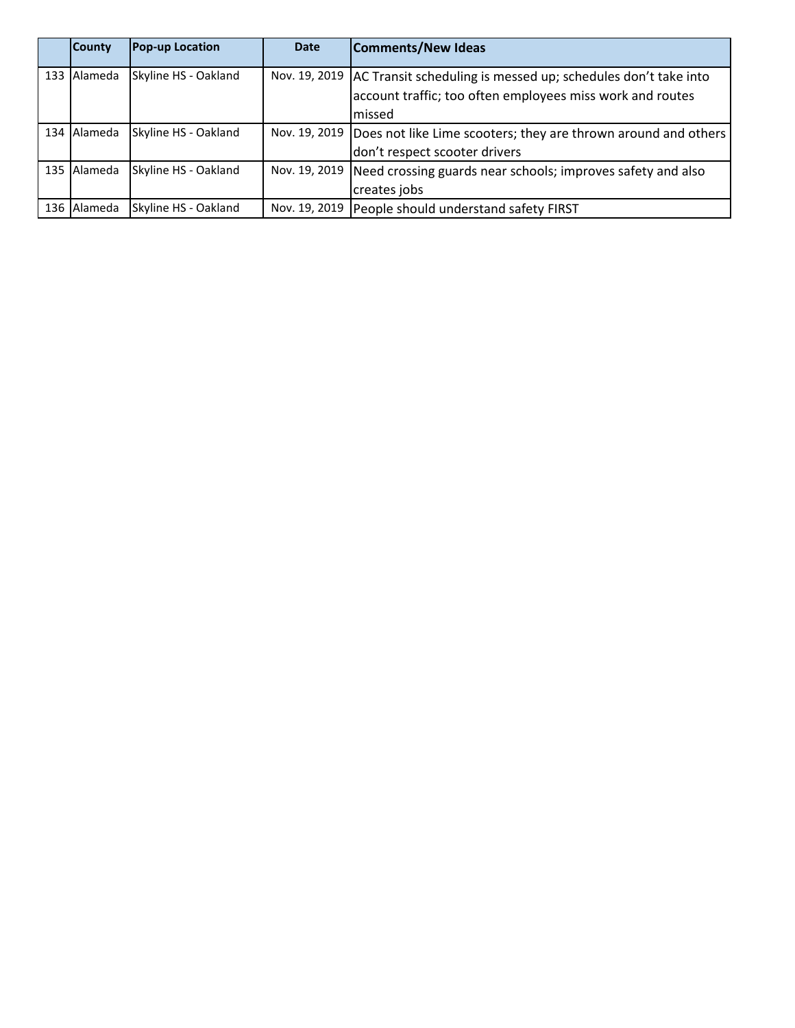| | County | Pop-up Location | Date | Comments/New Ideas |
|---|---|---|---|---|
| 133 | Alameda | Skyline HS - Oakland | Nov. 19, 2019 | AC Transit scheduling is messed up; schedules don't take into account traffic; too often employees miss work and routes missed |
| 134 | Alameda | Skyline HS - Oakland | Nov. 19, 2019 | Does not like Lime scooters; they are thrown around and others don't respect scooter drivers |
| 135 | Alameda | Skyline HS - Oakland | Nov. 19, 2019 | Need crossing guards near schools; improves safety and also creates jobs |
| 136 | Alameda | Skyline HS - Oakland | Nov. 19, 2019 | People should understand safety FIRST |